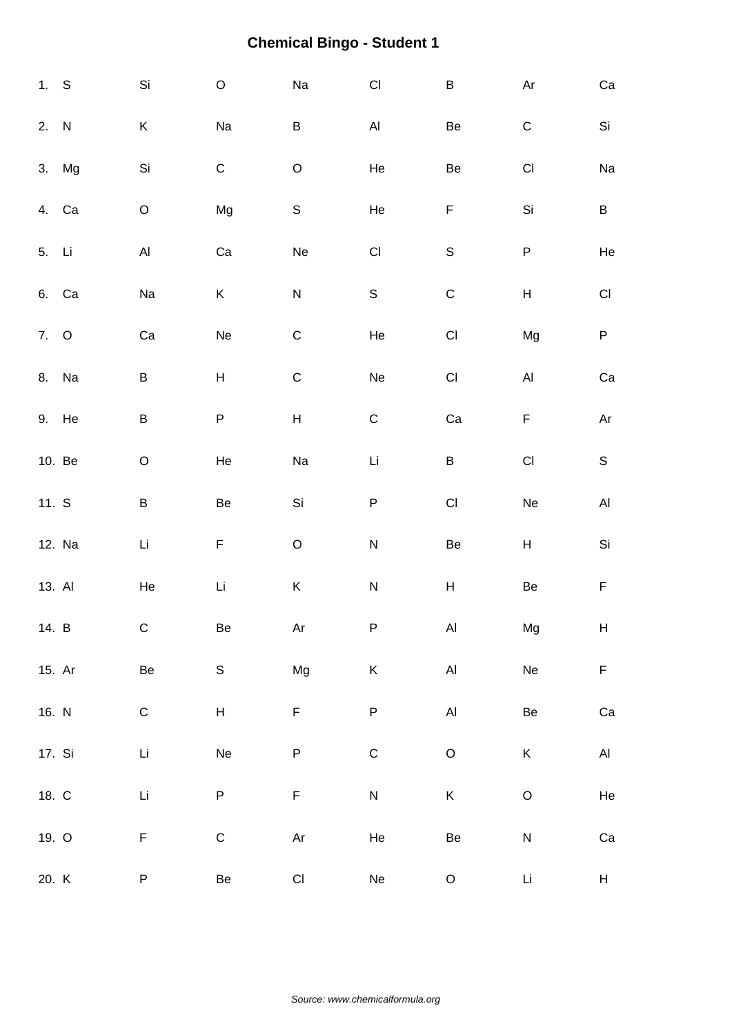**Chemical Bingo - Student 1**

| | | | | | | | |
|---|---|---|---|---|---|---|---|
| 1. S | Si | O | Na | Cl | B | Ar | Ca |
| 2. N | K | Na | B | Al | Be | C | Si |
| 3. Mg | Si | C | O | He | Be | Cl | Na |
| 4. Ca | O | Mg | S | He | F | Si | B |
| 5. Li | Al | Ca | Ne | Cl | S | P | He |
| 6. Ca | Na | K | N | S | C | H | Cl |
| 7. O | Ca | Ne | C | He | Cl | Mg | P |
| 8. Na | B | H | C | Ne | Cl | Al | Ca |
| 9. He | B | P | H | C | Ca | F | Ar |
| 10. Be | O | He | Na | Li | B | Cl | S |
| 11. S | B | Be | Si | P | Cl | Ne | Al |
| 12. Na | Li | F | O | N | Be | H | Si |
| 13. Al | He | Li | K | N | H | Be | F |
| 14. B | C | Be | Ar | P | Al | Mg | H |
| 15. Ar | Be | S | Mg | K | Al | Ne | F |
| 16. N | C | H | F | P | Al | Be | Ca |
| 17. Si | Li | Ne | P | C | O | K | Al |
| 18. C | Li | P | F | N | K | O | He |
| 19. O | F | C | Ar | He | Be | N | Ca |
| 20. K | P | Be | Cl | Ne | O | Li | H |

*Source: www.chemicalformula.org*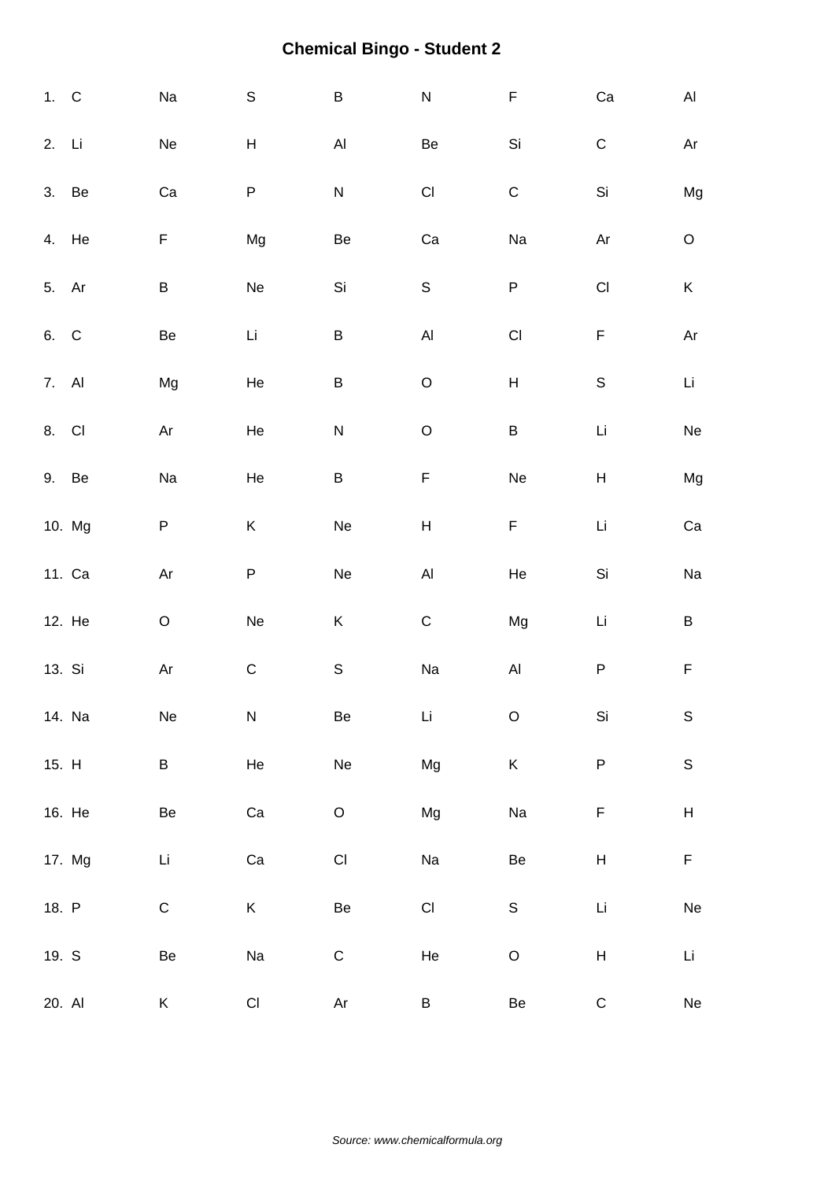# Chemical Bingo - Student 2

| | | | | | | | |
|---|---|---|---|---|---|---|---|
| 1. C | Na | S | B | N | F | Ca | Al |
| 2. Li | Ne | H | Al | Be | Si | C | Ar |
| 3. Be | Ca | P | N | Cl | C | Si | Mg |
| 4. He | F | Mg | Be | Ca | Na | Ar | O |
| 5. Ar | B | Ne | Si | S | P | Cl | K |
| 6. C | Be | Li | B | Al | Cl | F | Ar |
| 7. Al | Mg | He | B | O | H | S | Li |
| 8. Cl | Ar | He | N | O | B | Li | Ne |
| 9. Be | Na | He | B | F | Ne | H | Mg |
| 10. Mg | P | K | Ne | H | F | Li | Ca |
| 11. Ca | Ar | P | Ne | Al | He | Si | Na |
| 12. He | O | Ne | K | C | Mg | Li | B |
| 13. Si | Ar | C | S | Na | Al | P | F |
| 14. Na | Ne | N | Be | Li | O | Si | S |
| 15. H | B | He | Ne | Mg | K | P | S |
| 16. He | Be | Ca | O | Mg | Na | F | H |
| 17. Mg | Li | Ca | Cl | Na | Be | H | F |
| 18. P | C | K | Be | Cl | S | Li | Ne |
| 19. S | Be | Na | C | He | O | H | Li |
| 20. Al | K | Cl | Ar | B | Be | C | Ne |

*Source: www.chemicalformula.org*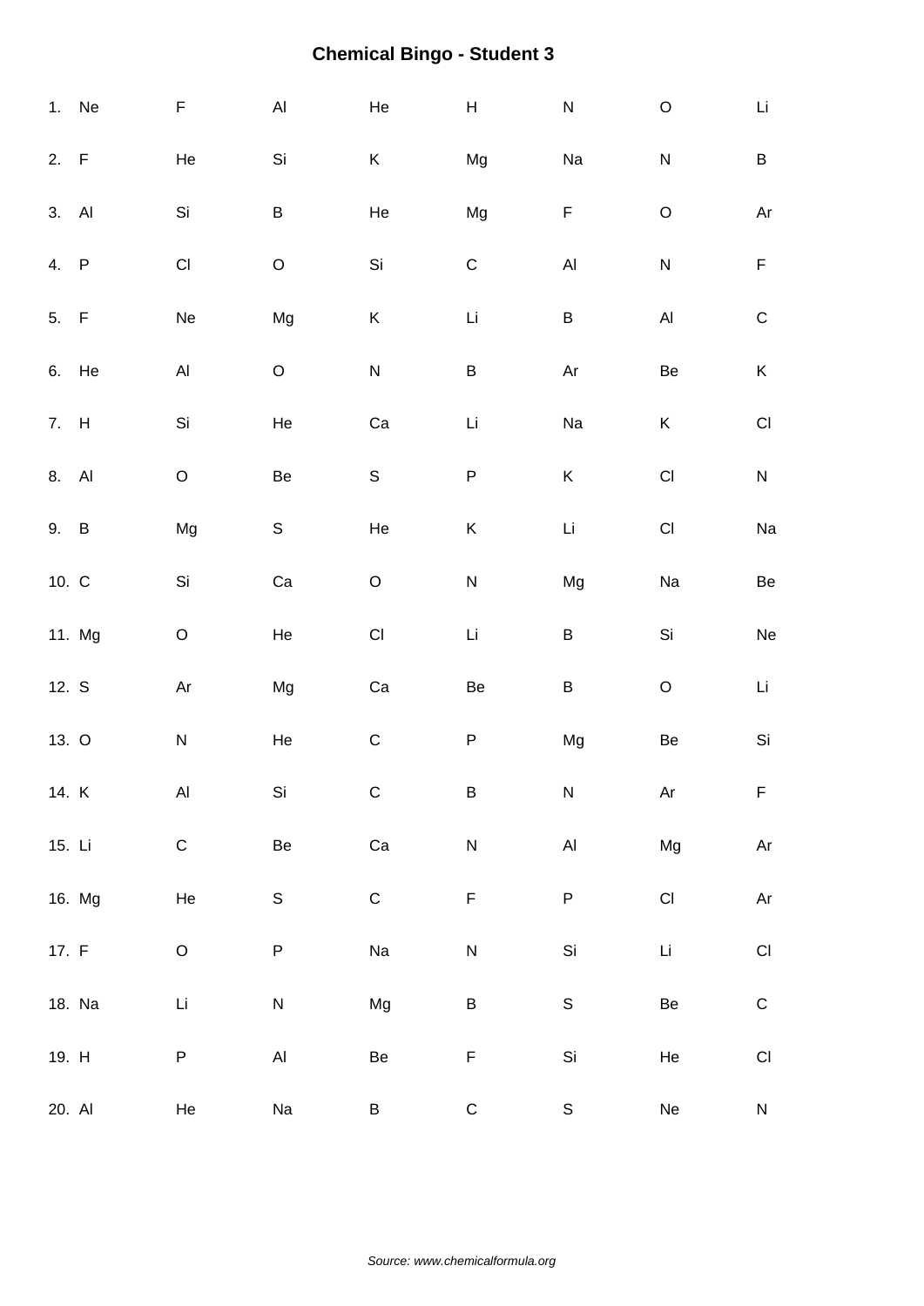# Chemical Bingo - Student 3

| | | | | | | | |
|---|---|---|---|---|---|---|---|
| 1. Ne | F | Al | He | H | N | O | Li |
| 2. F | He | Si | K | Mg | Na | N | B |
| 3. Al | Si | B | He | Mg | F | O | Ar |
| 4. P | Cl | O | Si | C | Al | N | F |
| 5. F | Ne | Mg | K | Li | B | Al | C |
| 6. He | Al | O | N | B | Ar | Be | K |
| 7. H | Si | He | Ca | Li | Na | K | Cl |
| 8. Al | O | Be | S | P | K | Cl | N |
| 9. B | Mg | S | He | K | Li | Cl | Na |
| 10. C | Si | Ca | O | N | Mg | Na | Be |
| 11. Mg | O | He | Cl | Li | B | Si | Ne |
| 12. S | Ar | Mg | Ca | Be | B | O | Li |
| 13. O | N | He | C | P | Mg | Be | Si |
| 14. K | Al | Si | C | B | N | Ar | F |
| 15. Li | C | Be | Ca | N | Al | Mg | Ar |
| 16. Mg | He | S | C | F | P | Cl | Ar |
| 17. F | O | P | Na | N | Si | Li | Cl |
| 18. Na | Li | N | Mg | B | S | Be | C |
| 19. H | P | Al | Be | F | Si | He | Cl |
| 20. Al | He | Na | B | C | S | Ne | N |

*Source: www.chemicalformula.org*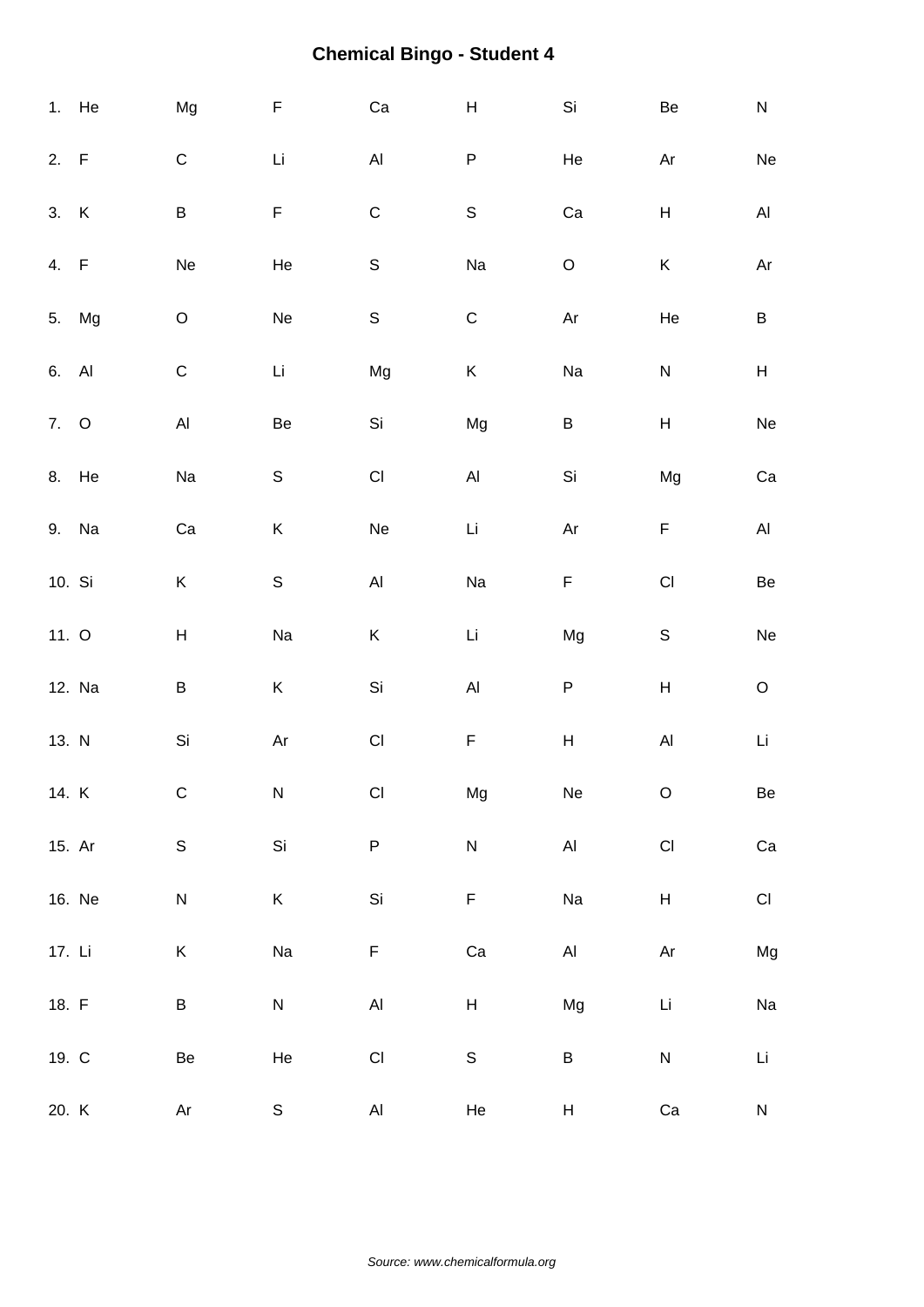# Chemical Bingo - Student 4

| | | | | | | | |
|---|---|---|---|---|---|---|---|
| 1. He | Mg | F | Ca | H | Si | Be | N |
| 2. F | C | Li | Al | P | He | Ar | Ne |
| 3. K | B | F | C | S | Ca | H | Al |
| 4. F | Ne | He | S | Na | O | K | Ar |
| 5. Mg | O | Ne | S | C | Ar | He | B |
| 6. Al | C | Li | Mg | K | Na | N | H |
| 7. O | Al | Be | Si | Mg | B | H | Ne |
| 8. He | Na | S | Cl | Al | Si | Mg | Ca |
| 9. Na | Ca | K | Ne | Li | Ar | F | Al |
| 10. Si | K | S | Al | Na | F | Cl | Be |
| 11. O | H | Na | K | Li | Mg | S | Ne |
| 12. Na | B | K | Si | Al | P | H | O |
| 13. N | Si | Ar | Cl | F | H | Al | Li |
| 14. K | C | N | Cl | Mg | Ne | O | Be |
| 15. Ar | S | Si | P | N | Al | Cl | Ca |
| 16. Ne | N | K | Si | F | Na | H | Cl |
| 17. Li | K | Na | F | Ca | Al | Ar | Mg |
| 18. F | B | N | Al | H | Mg | Li | Na |
| 19. C | Be | He | Cl | S | B | N | Li |
| 20. K | Ar | S | Al | He | H | Ca | N |

*Source: www.chemicalformula.org*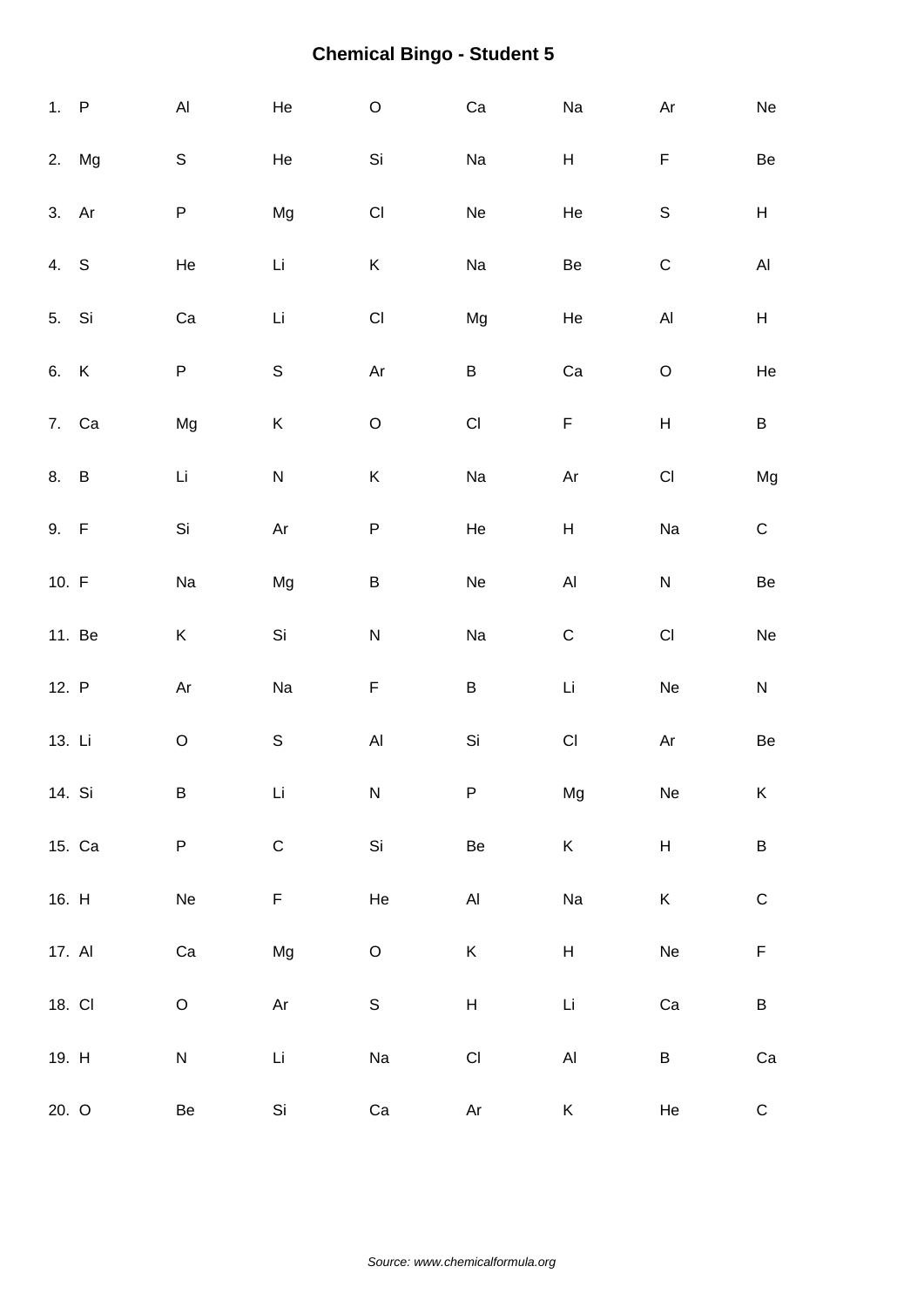# Chemical Bingo - Student 5

| | | | | | | | |
|---|---|---|---|---|---|---|---|
| 1. P | Al | He | O | Ca | Na | Ar | Ne |
| 2. Mg | S | He | Si | Na | H | F | Be |
| 3. Ar | P | Mg | Cl | Ne | He | S | H |
| 4. S | He | Li | K | Na | Be | C | Al |
| 5. Si | Ca | Li | Cl | Mg | He | Al | H |
| 6. K | P | S | Ar | B | Ca | O | He |
| 7. Ca | Mg | K | O | Cl | F | H | B |
| 8. B | Li | N | K | Na | Ar | Cl | Mg |
| 9. F | Si | Ar | P | He | H | Na | C |
| 10. F | Na | Mg | B | Ne | Al | N | Be |
| 11. Be | K | Si | N | Na | C | Cl | Ne |
| 12. P | Ar | Na | F | B | Li | Ne | N |
| 13. Li | O | S | Al | Si | Cl | Ar | Be |
| 14. Si | B | Li | N | P | Mg | Ne | K |
| 15. Ca | P | C | Si | Be | K | H | B |
| 16. H | Ne | F | He | Al | Na | K | C |
| 17. Al | Ca | Mg | O | K | H | Ne | F |
| 18. Cl | O | Ar | S | H | Li | Ca | B |
| 19. H | N | Li | Na | Cl | Al | B | Ca |
| 20. O | Be | Si | Ca | Ar | K | He | C |

*Source: www.chemicalformula.org*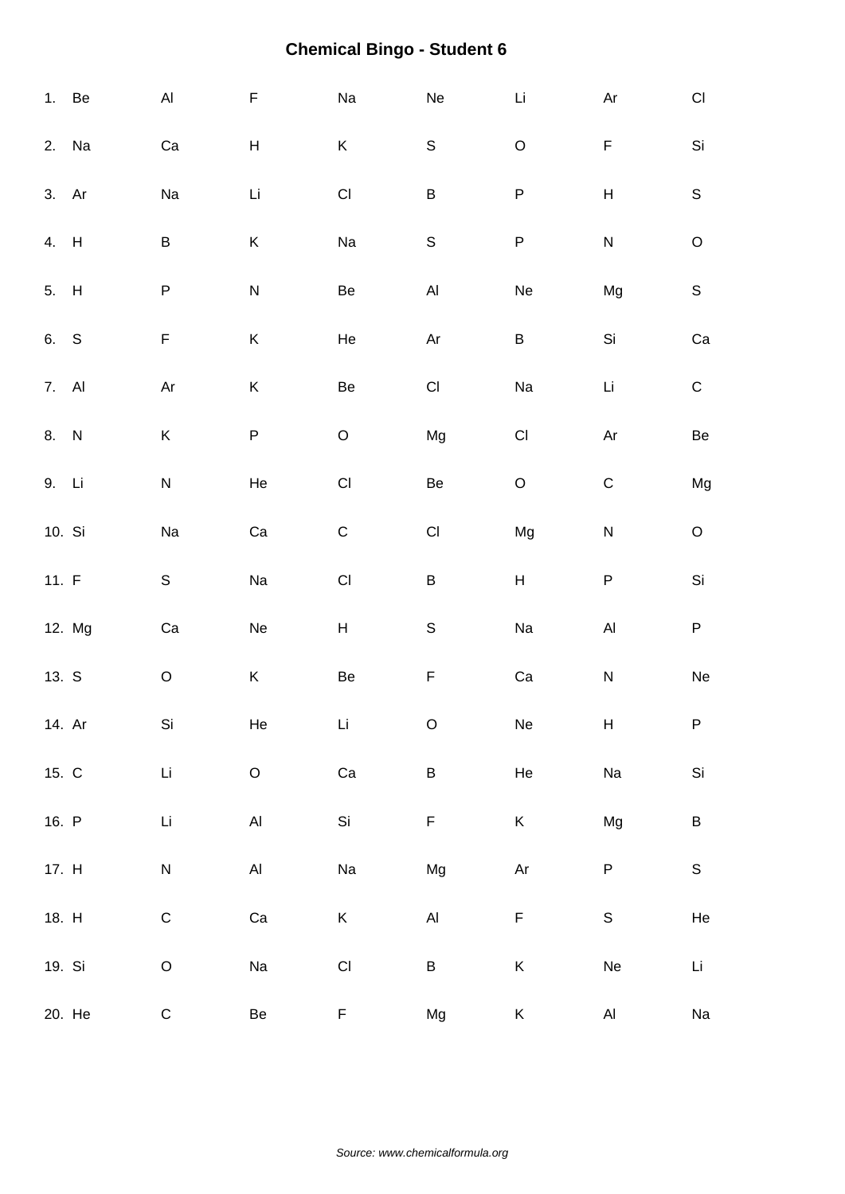# Chemical Bingo - Student 6

1. Be Al F Na Ne Li Ar Cl
2. Na Ca H K S O F Si
3. Ar Na Li Cl B P H S
4. H B K Na S P N O
5. H P N Be Al Ne Mg S
6. S F K He Ar B Si Ca
7. Al Ar K Be Cl Na Li C
8. N K P O Mg Cl Ar Be
9. Li N He Cl Be O C Mg
10. Si Na Ca C Cl Mg N O
11. F S Na Cl B H P Si
12. Mg Ca Ne H S Na Al P
13. S O K Be F Ca N Ne
14. Ar Si He Li O Ne H P
15. C Li O Ca B He Na Si
16. P Li Al Si F K Mg B
17. H N Al Na Mg Ar P S
18. H C Ca K Al F S He
19. Si O Na Cl B K Ne Li
20. He C Be F Mg K Al Na

*Source: www.chemicalformula.org*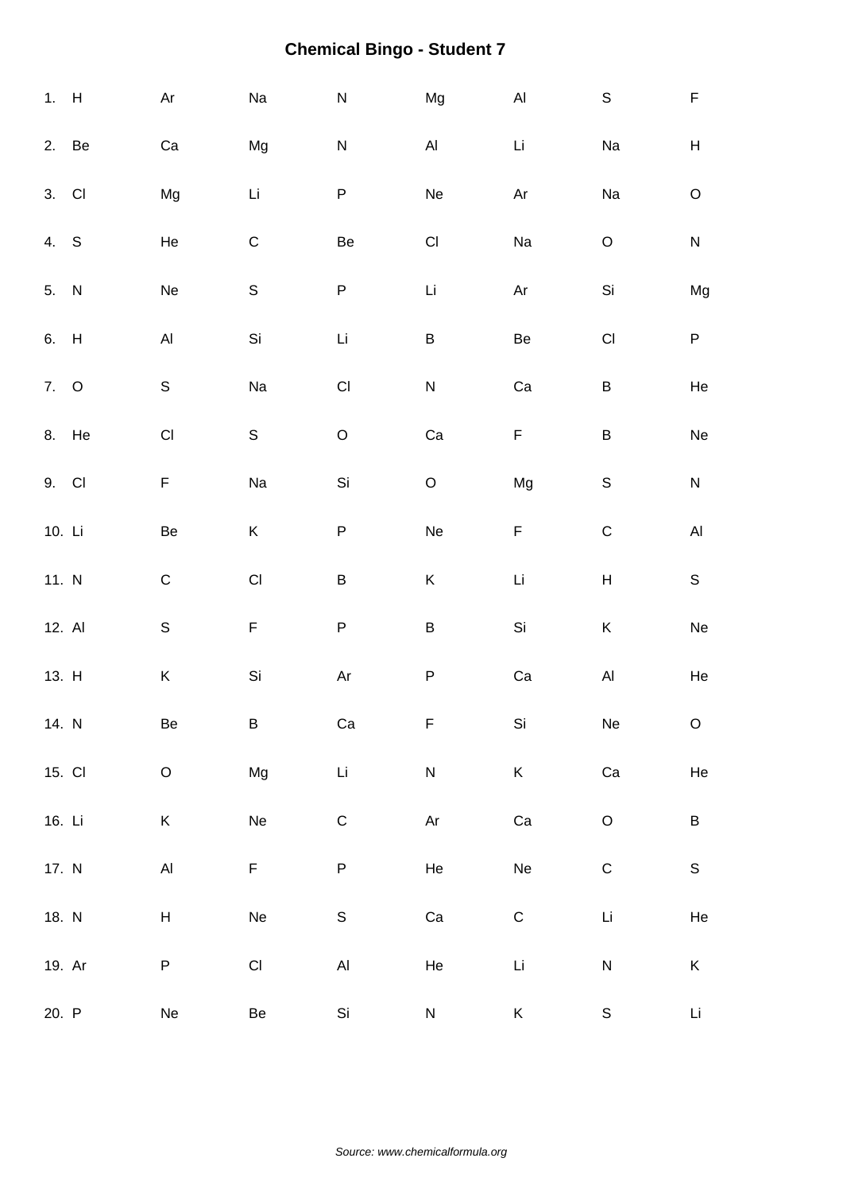# Chemical Bingo - Student 7

| | | | | | | | |
|---|---|---|---|---|---|---|---|
| 1. H | Ar | Na | N | Mg | Al | S | F |
| 2. Be | Ca | Mg | N | Al | Li | Na | H |
| 3. Cl | Mg | Li | P | Ne | Ar | Na | O |
| 4. S | He | C | Be | Cl | Na | O | N |
| 5. N | Ne | S | P | Li | Ar | Si | Mg |
| 6. H | Al | Si | Li | B | Be | Cl | P |
| 7. O | S | Na | Cl | N | Ca | B | He |
| 8. He | Cl | S | O | Ca | F | B | Ne |
| 9. Cl | F | Na | Si | O | Mg | S | N |
| 10. Li | Be | K | P | Ne | F | C | Al |
| 11. N | C | Cl | B | K | Li | H | S |
| 12. Al | S | F | P | B | Si | K | Ne |
| 13. H | K | Si | Ar | P | Ca | Al | He |
| 14. N | Be | B | Ca | F | Si | Ne | O |
| 15. Cl | O | Mg | Li | N | K | Ca | He |
| 16. Li | K | Ne | C | Ar | Ca | O | B |
| 17. N | Al | F | P | He | Ne | C | S |
| 18. N | H | Ne | S | Ca | C | Li | He |
| 19. Ar | P | Cl | Al | He | Li | N | K |
| 20. P | Ne | Be | Si | N | K | S | Li |

*Source: www.chemicalformula.org*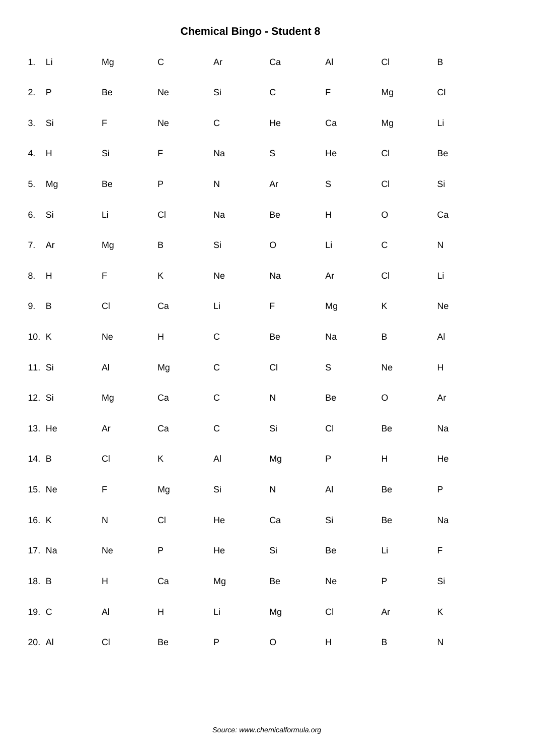# Chemical Bingo - Student 8

| | | | | | | | |
|---|---|---|---|---|---|---|---|
| 1. Li | Mg | C | Ar | Ca | Al | Cl | B |
| 2. P | Be | Ne | Si | C | F | Mg | Cl |
| 3. Si | F | Ne | C | He | Ca | Mg | Li |
| 4. H | Si | F | Na | S | He | Cl | Be |
| 5. Mg | Be | P | N | Ar | S | Cl | Si |
| 6. Si | Li | Cl | Na | Be | H | O | Ca |
| 7. Ar | Mg | B | Si | O | Li | C | N |
| 8. H | F | K | Ne | Na | Ar | Cl | Li |
| 9. B | Cl | Ca | Li | F | Mg | K | Ne |
| 10. K | Ne | H | C | Be | Na | B | Al |
| 11. Si | Al | Mg | C | Cl | S | Ne | H |
| 12. Si | Mg | Ca | C | N | Be | O | Ar |
| 13. He | Ar | Ca | C | Si | Cl | Be | Na |
| 14. B | Cl | K | Al | Mg | P | H | He |
| 15. Ne | F | Mg | Si | N | Al | Be | P |
| 16. K | N | Cl | He | Ca | Si | Be | Na |
| 17. Na | Ne | P | He | Si | Be | Li | F |
| 18. B | H | Ca | Mg | Be | Ne | P | Si |
| 19. C | Al | H | Li | Mg | Cl | Ar | K |
| 20. Al | Cl | Be | P | O | H | B | N |

*Source: www.chemicalformula.org*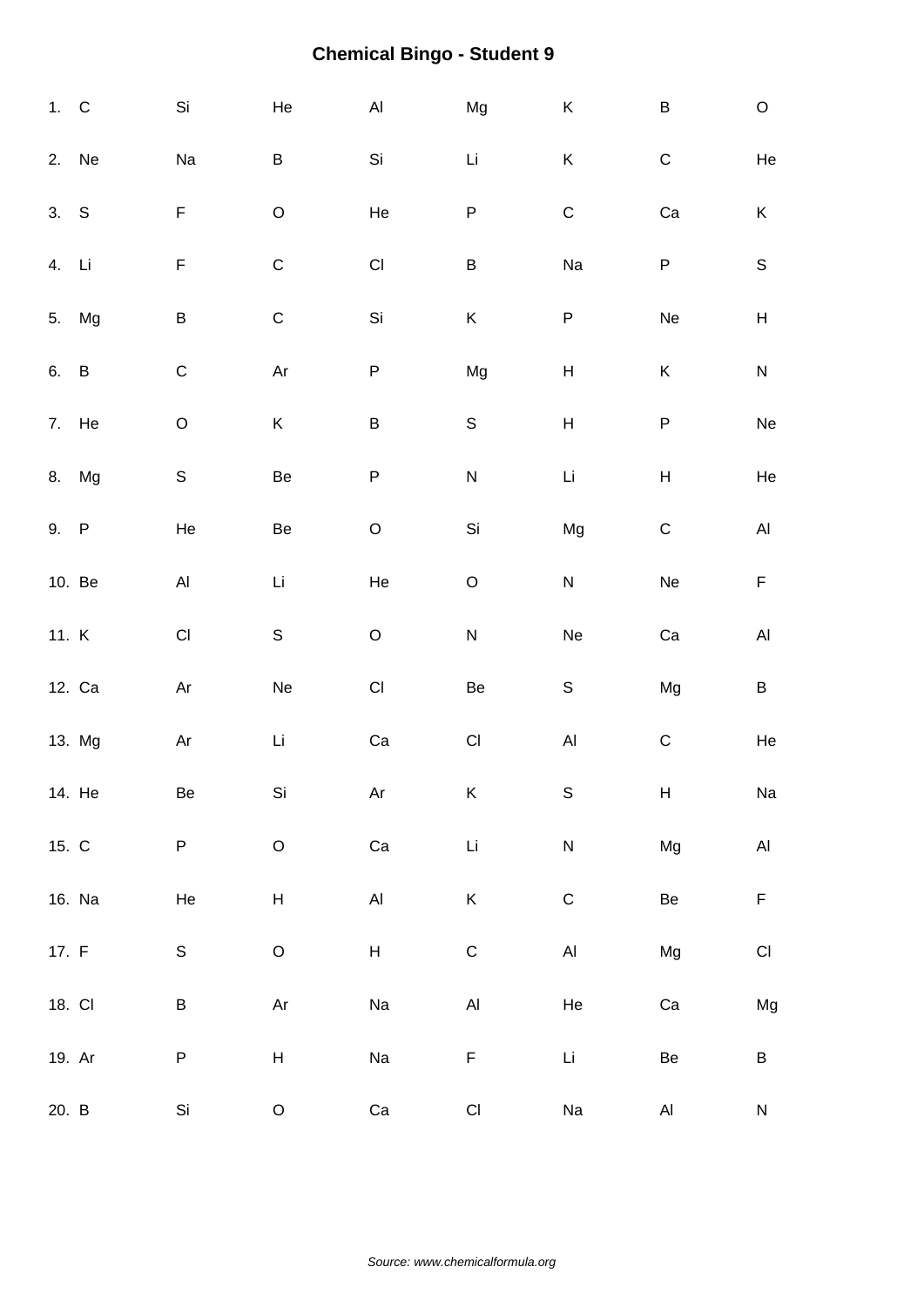# Chemical Bingo - Student 9

| | | | | | | | |
|---|---|---|---|---|---|---|---|
| 1. C | Si | He | Al | Mg | K | B | O |
| 2. Ne | Na | B | Si | Li | K | C | He |
| 3. S | F | O | He | P | C | Ca | K |
| 4. Li | F | C | Cl | B | Na | P | S |
| 5. Mg | B | C | Si | K | P | Ne | H |
| 6. B | C | Ar | P | Mg | H | K | N |
| 7. He | O | K | B | S | H | P | Ne |
| 8. Mg | S | Be | P | N | Li | H | He |
| 9. P | He | Be | O | Si | Mg | C | Al |
| 10. Be | Al | Li | He | O | N | Ne | F |
| 11. K | Cl | S | O | N | Ne | Ca | Al |
| 12. Ca | Ar | Ne | Cl | Be | S | Mg | B |
| 13. Mg | Ar | Li | Ca | Cl | Al | C | He |
| 14. He | Be | Si | Ar | K | S | H | Na |
| 15. C | P | O | Ca | Li | N | Mg | Al |
| 16. Na | He | H | Al | K | C | Be | F |
| 17. F | S | O | H | C | Al | Mg | Cl |
| 18. Cl | B | Ar | Na | Al | He | Ca | Mg |
| 19. Ar | P | H | Na | F | Li | Be | B |
| 20. B | Si | O | Ca | Cl | Na | Al | N |

*Source: www.chemicalformula.org*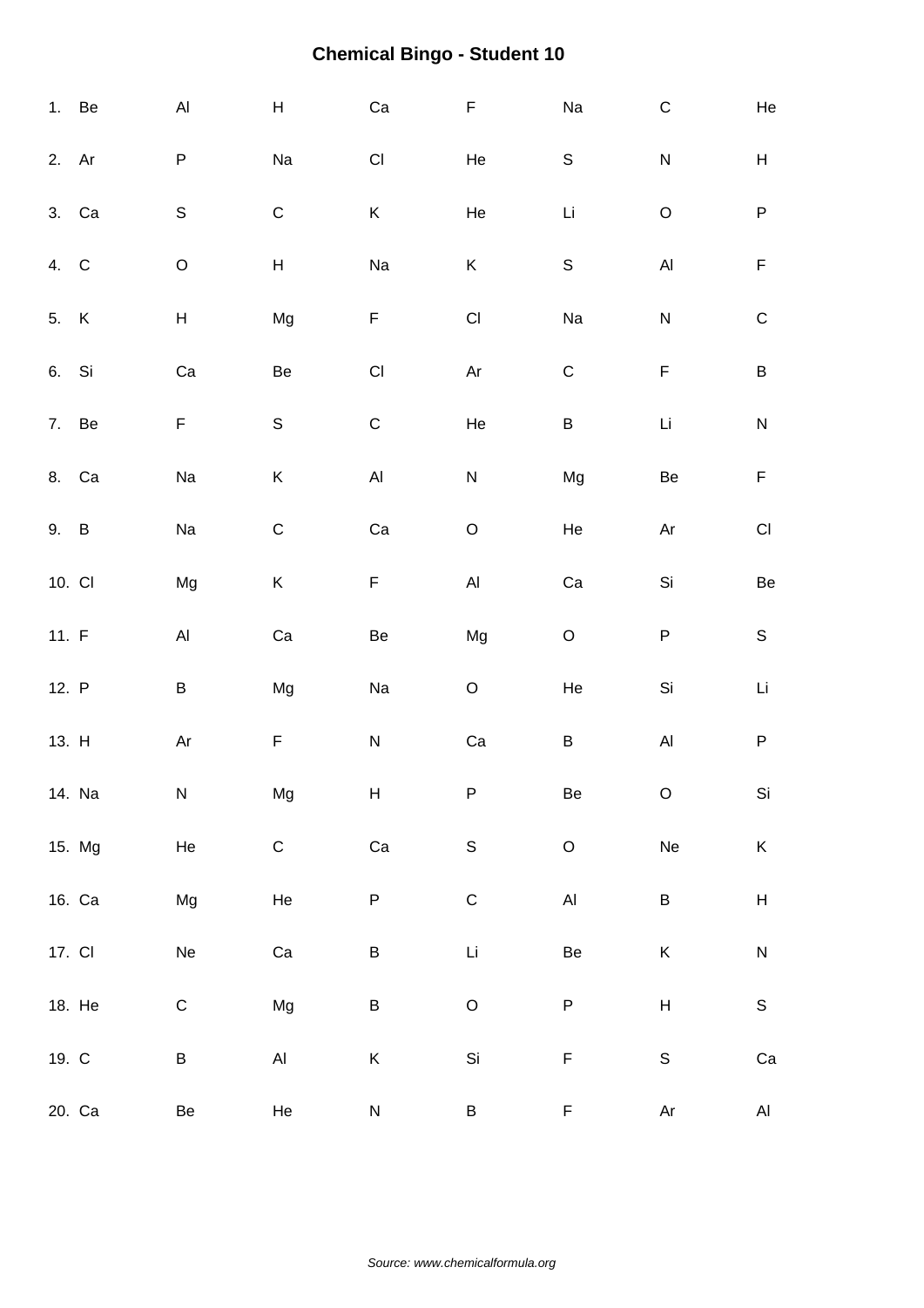# Chemical Bingo - Student 10

| | | | | | | | |
|---|---|---|---|---|---|---|---|
| 1. Be | Al | H | Ca | F | Na | C | He |
| 2. Ar | P | Na | Cl | He | S | N | H |
| 3. Ca | S | C | K | He | Li | O | P |
| 4. C | O | H | Na | K | S | Al | F |
| 5. K | H | Mg | F | Cl | Na | N | C |
| 6. Si | Ca | Be | Cl | Ar | C | F | B |
| 7. Be | F | S | C | He | B | Li | N |
| 8. Ca | Na | K | Al | N | Mg | Be | F |
| 9. B | Na | C | Ca | O | He | Ar | Cl |
| 10. Cl | Mg | K | F | Al | Ca | Si | Be |
| 11. F | Al | Ca | Be | Mg | O | P | S |
| 12. P | B | Mg | Na | O | He | Si | Li |
| 13. H | Ar | F | N | Ca | B | Al | P |
| 14. Na | N | Mg | H | P | Be | O | Si |
| 15. Mg | He | C | Ca | S | O | Ne | K |
| 16. Ca | Mg | He | P | C | Al | B | H |
| 17. Cl | Ne | Ca | B | Li | Be | K | N |
| 18. He | C | Mg | B | O | P | H | S |
| 19. C | B | Al | K | Si | F | S | Ca |
| 20. Ca | Be | He | N | B | F | Ar | Al |

*Source: www.chemicalformula.org*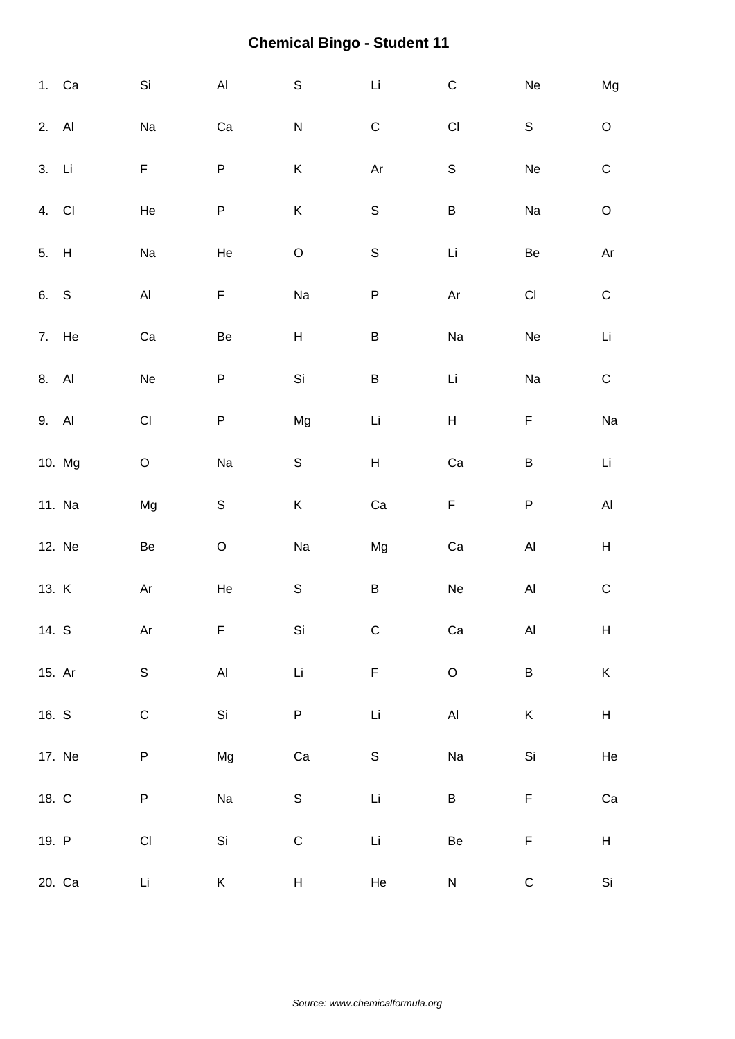# Chemical Bingo - Student 11

1. Ca Si Al S Li C Ne Mg
2. Al Na Ca N C Cl S O
3. Li F P K Ar S Ne C
4. Cl He P K S B Na O
5. H Na He O S Li Be Ar
6. S Al F Na P Ar Cl C
7. He Ca Be H B Na Ne Li
8. Al Ne P Si B Li Na C
9. Al Cl P Mg Li H F Na
10. Mg O Na S H Ca B Li
11. Na Mg S K Ca F P Al
12. Ne Be O Na Mg Ca Al H
13. K Ar He S B Ne Al C
14. S Ar F Si C Ca Al H
15. Ar S Al Li F O B K
16. S C Si P Li Al K H
17. Ne P Mg Ca S Na Si He
18. C P Na S Li B F Ca
19. P Cl Si C Li Be F H
20. Ca Li K H He N C Si

*Source: www.chemicalformula.org*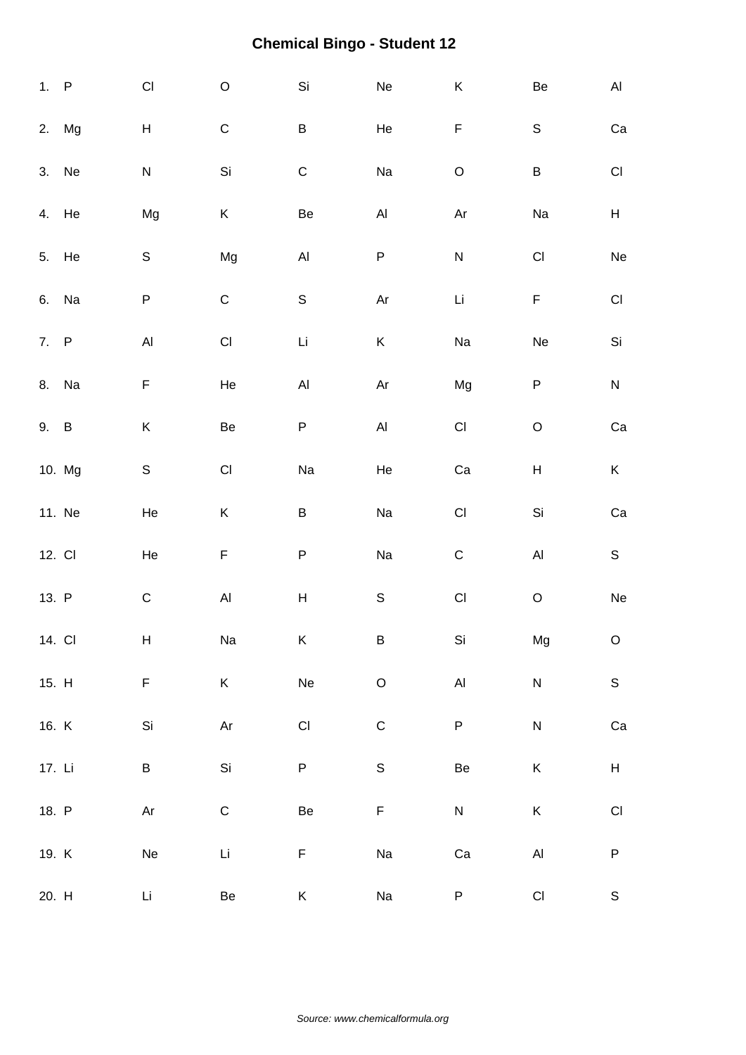# Chemical Bingo - Student 12

| | | | | | | | |
|---|---|---|---|---|---|---|---|
| 1. P | Cl | O | Si | Ne | K | Be | Al |
| 2. Mg | H | C | B | He | F | S | Ca |
| 3. Ne | N | Si | C | Na | O | B | Cl |
| 4. He | Mg | K | Be | Al | Ar | Na | H |
| 5. He | S | Mg | Al | P | N | Cl | Ne |
| 6. Na | P | C | S | Ar | Li | F | Cl |
| 7. P | Al | Cl | Li | K | Na | Ne | Si |
| 8. Na | F | He | Al | Ar | Mg | P | N |
| 9. B | K | Be | P | Al | Cl | O | Ca |
| 10. Mg | S | Cl | Na | He | Ca | H | K |
| 11. Ne | He | K | B | Na | Cl | Si | Ca |
| 12. Cl | He | F | P | Na | C | Al | S |
| 13. P | C | Al | H | S | Cl | O | Ne |
| 14. Cl | H | Na | K | B | Si | Mg | O |
| 15. H | F | K | Ne | O | Al | N | S |
| 16. K | Si | Ar | Cl | C | P | N | Ca |
| 17. Li | B | Si | P | S | Be | K | H |
| 18. P | Ar | C | Be | F | N | K | Cl |
| 19. K | Ne | Li | F | Na | Ca | Al | P |
| 20. H | Li | Be | K | Na | P | Cl | S |

*Source: www.chemicalformula.org*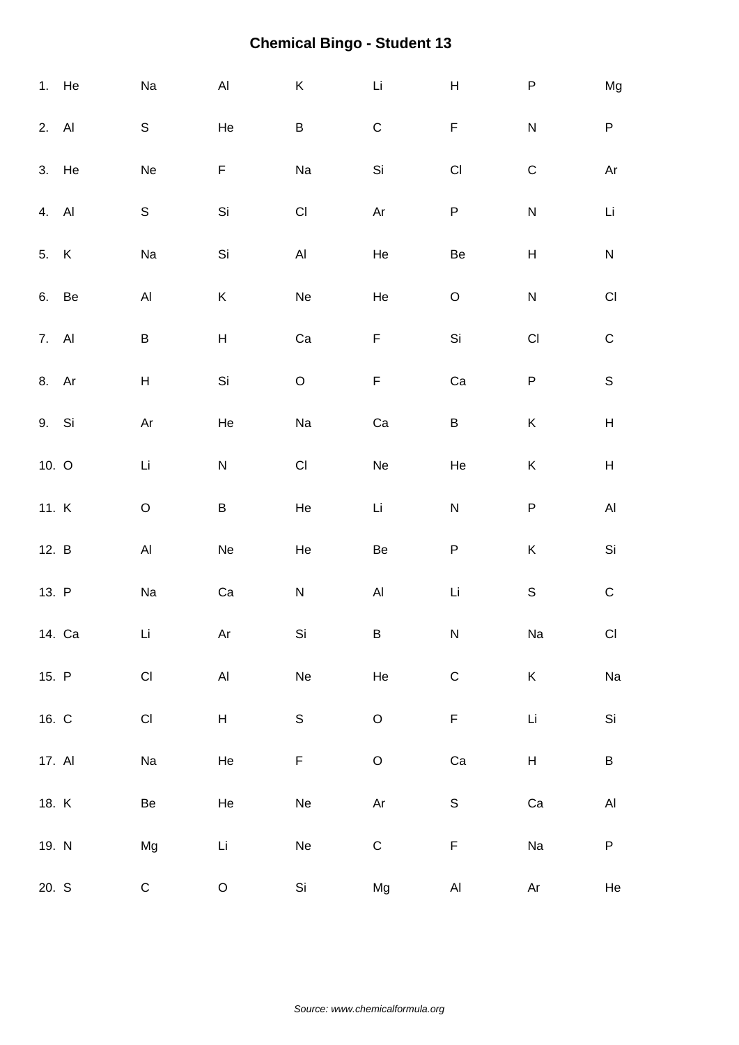# Chemical Bingo - Student 13

| | | | | | | | |
|---|---|---|---|---|---|---|---|
| 1. He | Na | Al | K | Li | H | P | Mg |
| 2. Al | S | He | B | C | F | N | P |
| 3. He | Ne | F | Na | Si | Cl | C | Ar |
| 4. Al | S | Si | Cl | Ar | P | N | Li |
| 5. K | Na | Si | Al | He | Be | H | N |
| 6. Be | Al | K | Ne | He | O | N | Cl |
| 7. Al | B | H | Ca | F | Si | Cl | C |
| 8. Ar | H | Si | O | F | Ca | P | S |
| 9. Si | Ar | He | Na | Ca | B | K | H |
| 10. O | Li | N | Cl | Ne | He | K | H |
| 11. K | O | B | He | Li | N | P | Al |
| 12. B | Al | Ne | He | Be | P | K | Si |
| 13. P | Na | Ca | N | Al | Li | S | C |
| 14. Ca | Li | Ar | Si | B | N | Na | Cl |
| 15. P | Cl | Al | Ne | He | C | K | Na |
| 16. C | Cl | H | S | O | F | Li | Si |
| 17. Al | Na | He | F | O | Ca | H | B |
| 18. K | Be | He | Ne | Ar | S | Ca | Al |
| 19. N | Mg | Li | Ne | C | F | Na | P |
| 20. S | C | O | Si | Mg | Al | Ar | He |

*Source: www.chemicalformula.org*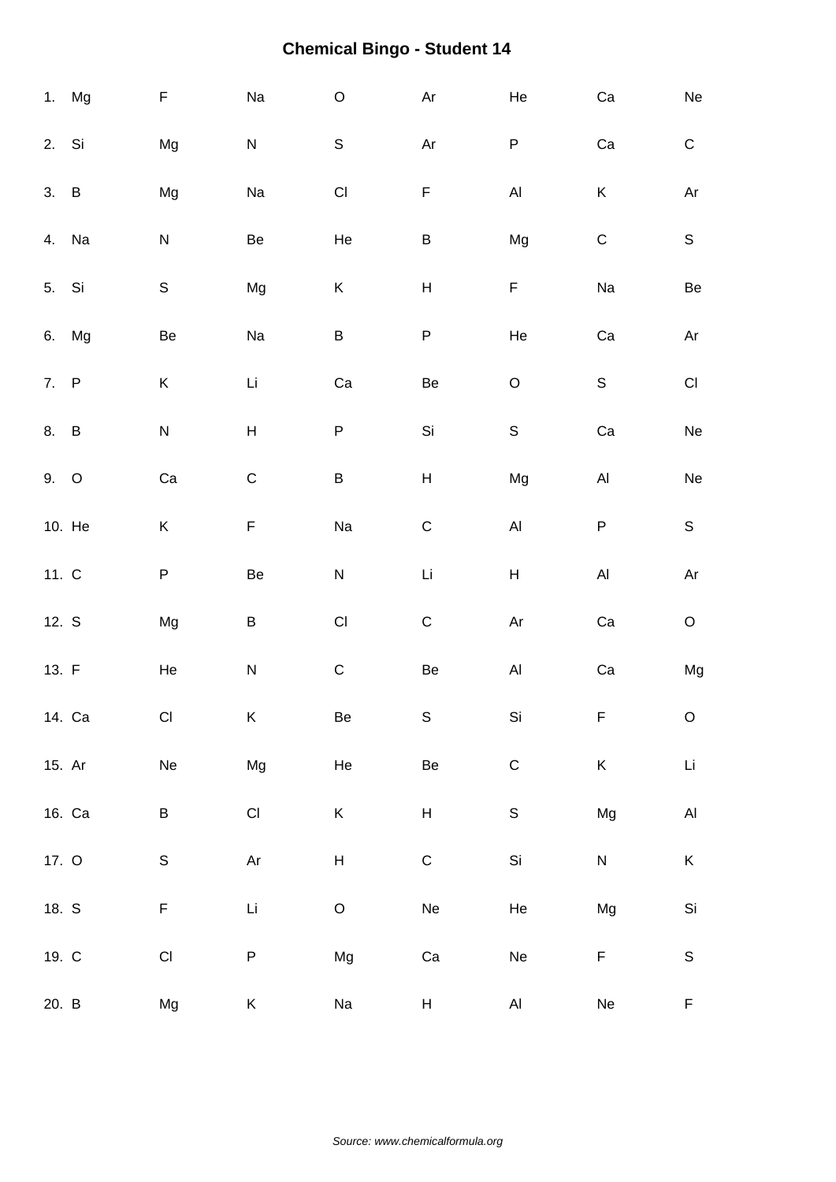# Chemical Bingo - Student 14

| | | | | | | | |
|---|---|---|---|---|---|---|---|
| 1. Mg | F | Na | O | Ar | He | Ca | Ne |
| 2. Si | Mg | N | S | Ar | P | Ca | C |
| 3. B | Mg | Na | Cl | F | Al | K | Ar |
| 4. Na | N | Be | He | B | Mg | C | S |
| 5. Si | S | Mg | K | H | F | Na | Be |
| 6. Mg | Be | Na | B | P | He | Ca | Ar |
| 7. P | K | Li | Ca | Be | O | S | Cl |
| 8. B | N | H | P | Si | S | Ca | Ne |
| 9. O | Ca | C | B | H | Mg | Al | Ne |
| 10. He | K | F | Na | C | Al | P | S |
| 11. C | P | Be | N | Li | H | Al | Ar |
| 12. S | Mg | B | Cl | C | Ar | Ca | O |
| 13. F | He | N | C | Be | Al | Ca | Mg |
| 14. Ca | Cl | K | Be | S | Si | F | O |
| 15. Ar | Ne | Mg | He | Be | C | K | Li |
| 16. Ca | B | Cl | K | H | S | Mg | Al |
| 17. O | S | Ar | H | C | Si | N | K |
| 18. S | F | Li | O | Ne | He | Mg | Si |
| 19. C | Cl | P | Mg | Ca | Ne | F | S |
| 20. B | Mg | K | Na | H | Al | Ne | F |

*Source: www.chemicalformula.org*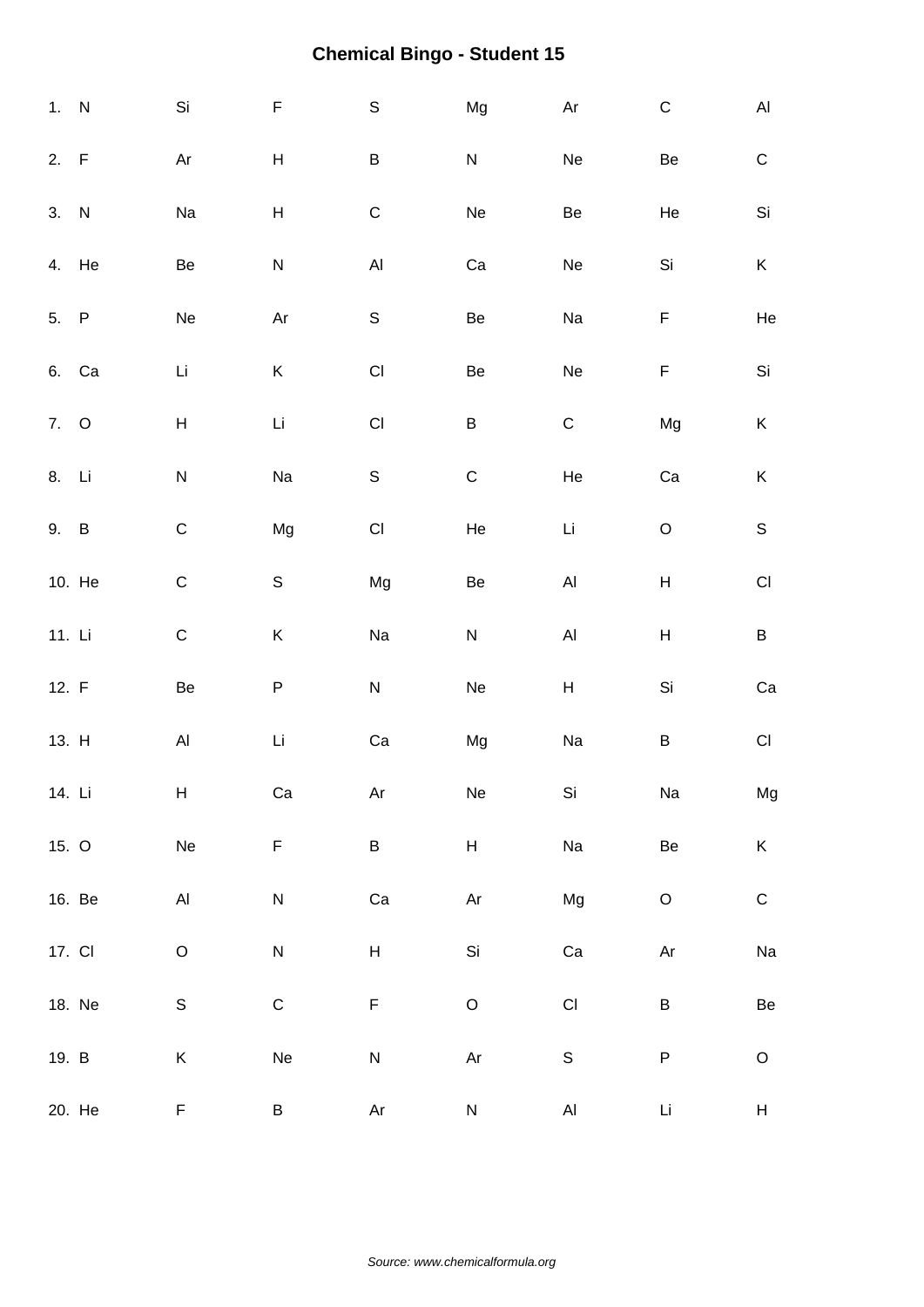# Chemical Bingo - Student 15

| | | | | | | | |
|---|---|---|---|---|---|---|---|
| 1. N | Si | F | S | Mg | Ar | C | Al |
| 2. F | Ar | H | B | N | Ne | Be | C |
| 3. N | Na | H | C | Ne | Be | He | Si |
| 4. He | Be | N | Al | Ca | Ne | Si | K |
| 5. P | Ne | Ar | S | Be | Na | F | He |
| 6. Ca | Li | K | Cl | Be | Ne | F | Si |
| 7. O | H | Li | Cl | B | C | Mg | K |
| 8. Li | N | Na | S | C | He | Ca | K |
| 9. B | C | Mg | Cl | He | Li | O | S |
| 10. He | C | S | Mg | Be | Al | H | Cl |
| 11. Li | C | K | Na | N | Al | H | B |
| 12. F | Be | P | N | Ne | H | Si | Ca |
| 13. H | Al | Li | Ca | Mg | Na | B | Cl |
| 14. Li | H | Ca | Ar | Ne | Si | Na | Mg |
| 15. O | Ne | F | B | H | Na | Be | K |
| 16. Be | Al | N | Ca | Ar | Mg | O | C |
| 17. Cl | O | N | H | Si | Ca | Ar | Na |
| 18. Ne | S | C | F | O | Cl | B | Be |
| 19. B | K | Ne | N | Ar | S | P | O |
| 20. He | F | B | Ar | N | Al | Li | H |

*Source: www.chemicalformula.org*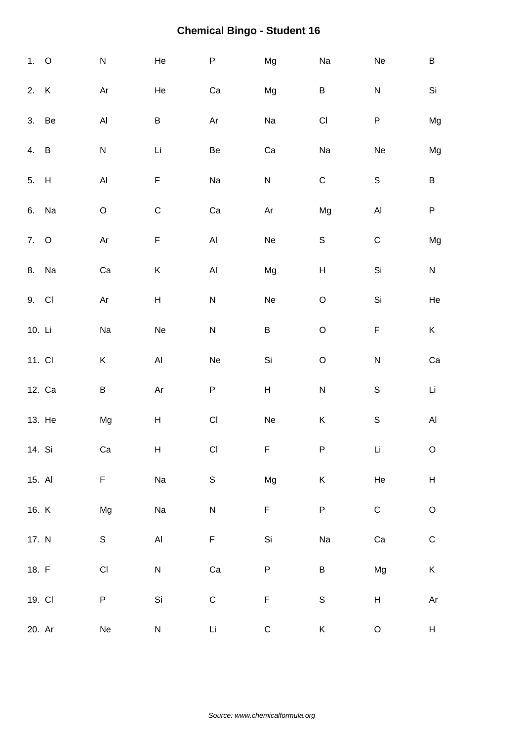# Chemical Bingo - Student 16

| | | | | | | | | |
|---|---|---|---|---|---|---|---|---|
| 1. | O | N | He | P | Mg | Na | Ne | B |
| 2. | K | Ar | He | Ca | Mg | B | N | Si |
| 3. | Be | Al | B | Ar | Na | Cl | P | Mg |
| 4. | B | N | Li | Be | Ca | Na | Ne | Mg |
| 5. | H | Al | F | Na | N | C | S | B |
| 6. | Na | O | C | Ca | Ar | Mg | Al | P |
| 7. | O | Ar | F | Al | Ne | S | C | Mg |
| 8. | Na | Ca | K | Al | Mg | H | Si | N |
| 9. | Cl | Ar | H | N | Ne | O | Si | He |
| 10. | Li | Na | Ne | N | B | O | F | K |
| 11. | Cl | K | Al | Ne | Si | O | N | Ca |
| 12. | Ca | B | Ar | P | H | N | S | Li |
| 13. | He | Mg | H | Cl | Ne | K | S | Al |
| 14. | Si | Ca | H | Cl | F | P | Li | O |
| 15. | Al | F | Na | S | Mg | K | He | H |
| 16. | K | Mg | Na | N | F | P | C | O |
| 17. | N | S | Al | F | Si | Na | Ca | C |
| 18. | F | Cl | N | Ca | P | B | Mg | K |
| 19. | Cl | P | Si | C | F | S | H | Ar |
| 20. | Ar | Ne | N | Li | C | K | O | H |

*Source: www.chemicalformula.org*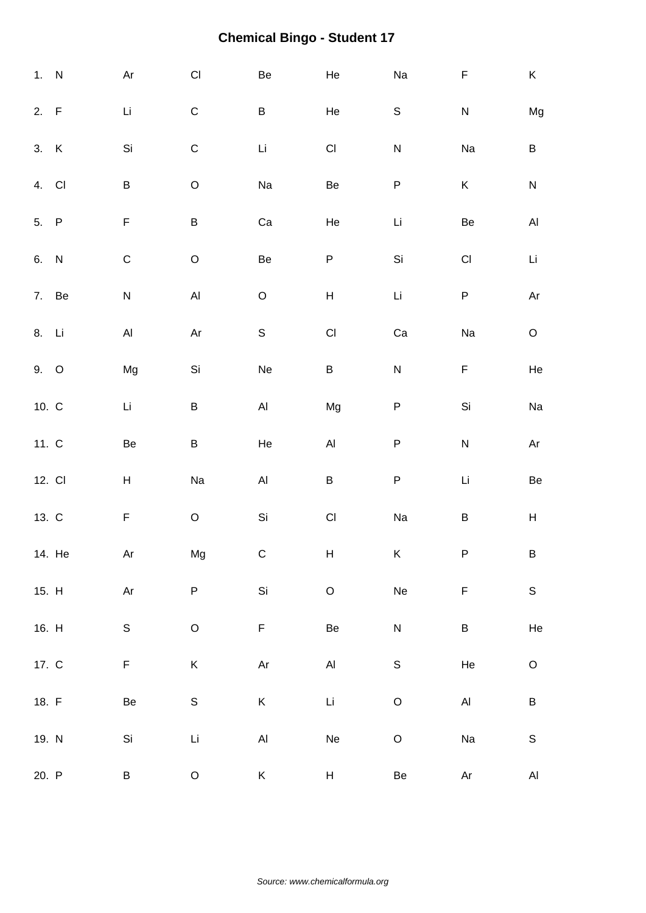# Chemical Bingo - Student 17

| | | | | | | | |
|---|---|---|---|---|---|---|---|
| 1. N | Ar | Cl | Be | He | Na | F | K |
| 2. F | Li | C | B | He | S | N | Mg |
| 3. K | Si | C | Li | Cl | N | Na | B |
| 4. Cl | B | O | Na | Be | P | K | N |
| 5. P | F | B | Ca | He | Li | Be | Al |
| 6. N | C | O | Be | P | Si | Cl | Li |
| 7. Be | N | Al | O | H | Li | P | Ar |
| 8. Li | Al | Ar | S | Cl | Ca | Na | O |
| 9. O | Mg | Si | Ne | B | N | F | He |
| 10. C | Li | B | Al | Mg | P | Si | Na |
| 11. C | Be | B | He | Al | P | N | Ar |
| 12. Cl | H | Na | Al | B | P | Li | Be |
| 13. C | F | O | Si | Cl | Na | B | H |
| 14. He | Ar | Mg | C | H | K | P | B |
| 15. H | Ar | P | Si | O | Ne | F | S |
| 16. H | S | O | F | Be | N | B | He |
| 17. C | F | K | Ar | Al | S | He | O |
| 18. F | Be | S | K | Li | O | Al | B |
| 19. N | Si | Li | Al | Ne | O | Na | S |
| 20. P | B | O | K | H | Be | Ar | Al |

*Source: www.chemicalformula.org*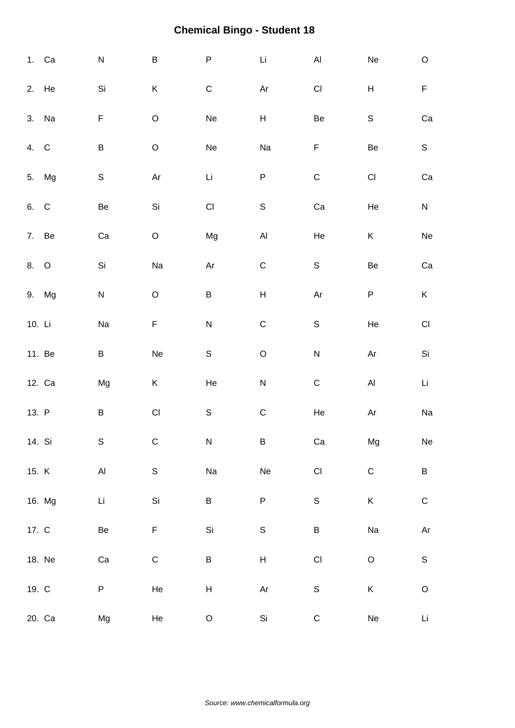# Chemical Bingo - Student 18

| | | | | | | | |
|---|---|---|---|---|---|---|---|
| 1. Ca | N | B | P | Li | Al | Ne | O |
| 2. He | Si | K | C | Ar | Cl | H | F |
| 3. Na | F | O | Ne | H | Be | S | Ca |
| 4. C | B | O | Ne | Na | F | Be | S |
| 5. Mg | S | Ar | Li | P | C | Cl | Ca |
| 6. C | Be | Si | Cl | S | Ca | He | N |
| 7. Be | Ca | O | Mg | Al | He | K | Ne |
| 8. O | Si | Na | Ar | C | S | Be | Ca |
| 9. Mg | N | O | B | H | Ar | P | K |
| 10. Li | Na | F | N | C | S | He | Cl |
| 11. Be | B | Ne | S | O | N | Ar | Si |
| 12. Ca | Mg | K | He | N | C | Al | Li |
| 13. P | B | Cl | S | C | He | Ar | Na |
| 14. Si | S | C | N | B | Ca | Mg | Ne |
| 15. K | Al | S | Na | Ne | Cl | C | B |
| 16. Mg | Li | Si | B | P | S | K | C |
| 17. C | Be | F | Si | S | B | Na | Ar |
| 18. Ne | Ca | C | B | H | Cl | O | S |
| 19. C | P | He | H | Ar | S | K | O |
| 20. Ca | Mg | He | O | Si | C | Ne | Li |

*Source: www.chemicalformula.org*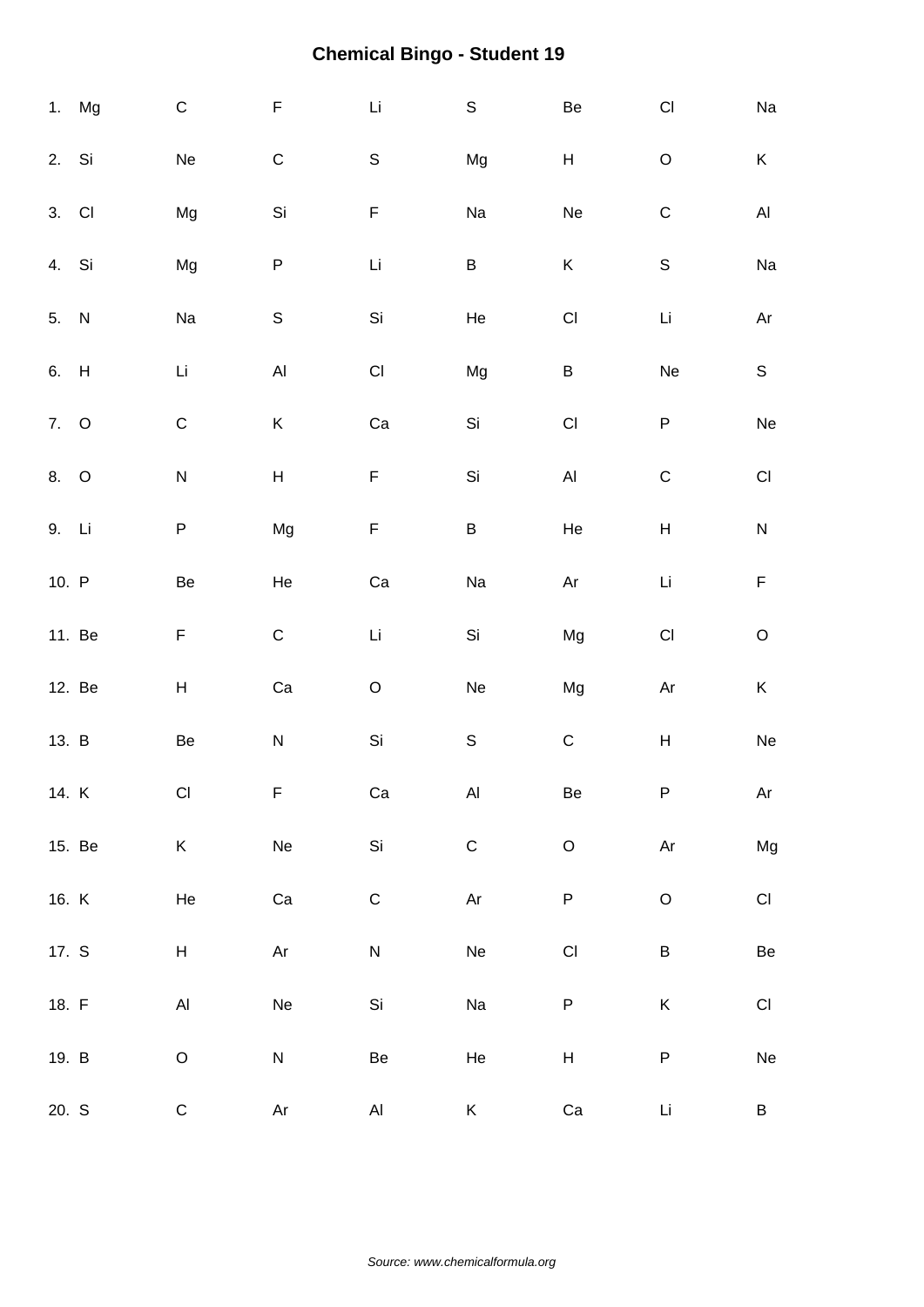# Chemical Bingo - Student 19

| | | | | | | | |
|---|---|---|---|---|---|---|---|
| 1. Mg | C | F | Li | S | Be | Cl | Na |
| 2. Si | Ne | C | S | Mg | H | O | K |
| 3. Cl | Mg | Si | F | Na | Ne | C | Al |
| 4. Si | Mg | P | Li | B | K | S | Na |
| 5. N | Na | S | Si | He | Cl | Li | Ar |
| 6. H | Li | Al | Cl | Mg | B | Ne | S |
| 7. O | C | K | Ca | Si | Cl | P | Ne |
| 8. O | N | H | F | Si | Al | C | Cl |
| 9. Li | P | Mg | F | B | He | H | N |
| 10. P | Be | He | Ca | Na | Ar | Li | F |
| 11. Be | F | C | Li | Si | Mg | Cl | O |
| 12. Be | H | Ca | O | Ne | Mg | Ar | K |
| 13. B | Be | N | Si | S | C | H | Ne |
| 14. K | Cl | F | Ca | Al | Be | P | Ar |
| 15. Be | K | Ne | Si | C | O | Ar | Mg |
| 16. K | He | Ca | C | Ar | P | O | Cl |
| 17. S | H | Ar | N | Ne | Cl | B | Be |
| 18. F | Al | Ne | Si | Na | P | K | Cl |
| 19. B | O | N | Be | He | H | P | Ne |
| 20. S | C | Ar | Al | K | Ca | Li | B |

*Source: www.chemicalformula.org*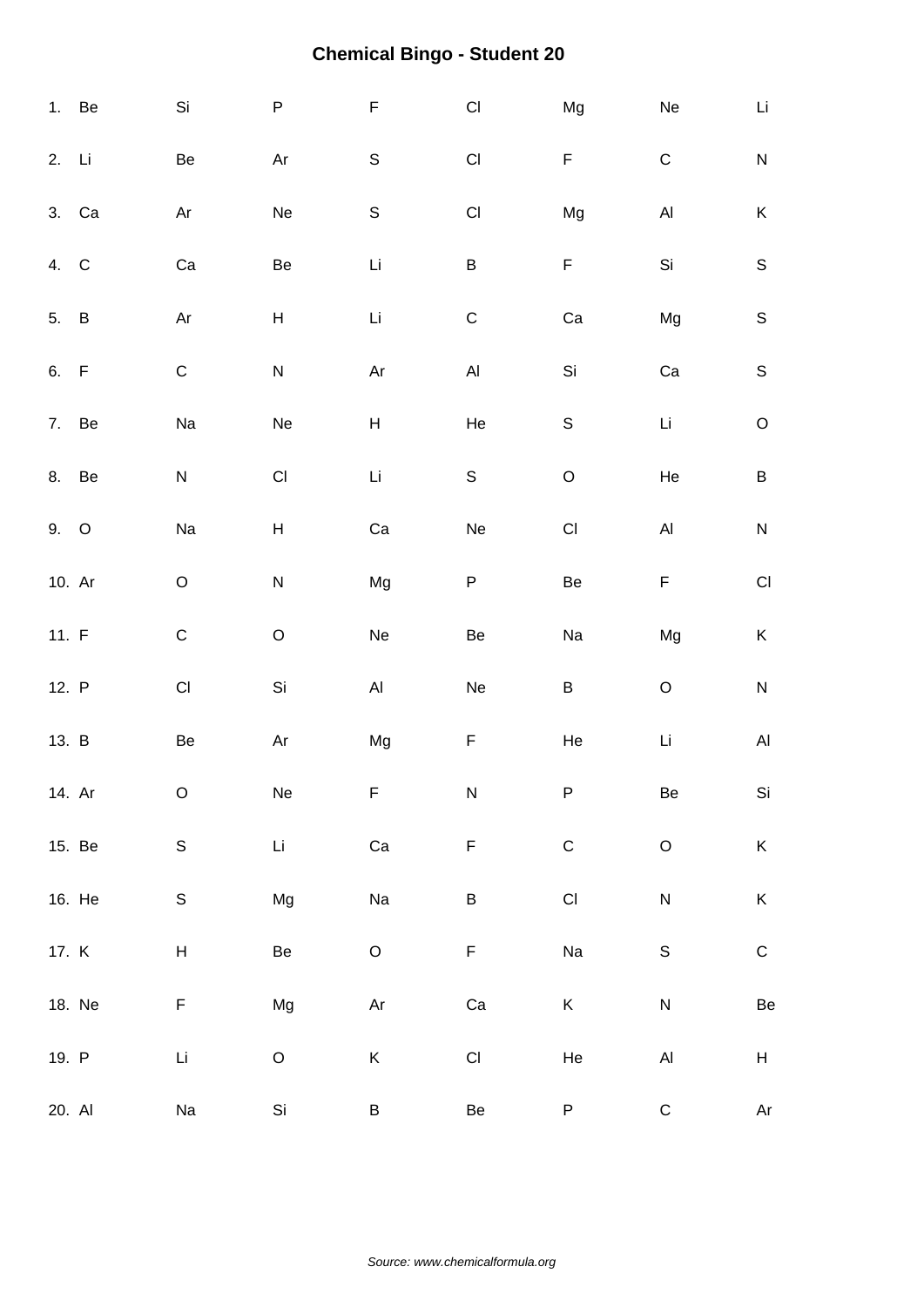# Chemical Bingo - Student 20

| | | | | | | | |
|---|---|---|---|---|---|---|---|
| 1. Be | Si | P | F | Cl | Mg | Ne | Li |
| 2. Li | Be | Ar | S | Cl | F | C | N |
| 3. Ca | Ar | Ne | S | Cl | Mg | Al | K |
| 4. C | Ca | Be | Li | B | F | Si | S |
| 5. B | Ar | H | Li | C | Ca | Mg | S |
| 6. F | C | N | Ar | Al | Si | Ca | S |
| 7. Be | Na | Ne | H | He | S | Li | O |
| 8. Be | N | Cl | Li | S | O | He | B |
| 9. O | Na | H | Ca | Ne | Cl | Al | N |
| 10. Ar | O | N | Mg | P | Be | F | Cl |
| 11. F | C | O | Ne | Be | Na | Mg | K |
| 12. P | Cl | Si | Al | Ne | B | O | N |
| 13. B | Be | Ar | Mg | F | He | Li | Al |
| 14. Ar | O | Ne | F | N | P | Be | Si |
| 15. Be | S | Li | Ca | F | C | O | K |
| 16. He | S | Mg | Na | B | Cl | N | K |
| 17. K | H | Be | O | F | Na | S | C |
| 18. Ne | F | Mg | Ar | Ca | K | N | Be |
| 19. P | Li | O | K | Cl | He | Al | H |
| 20. Al | Na | Si | B | Be | P | C | Ar |

*Source: www.chemicalformula.org*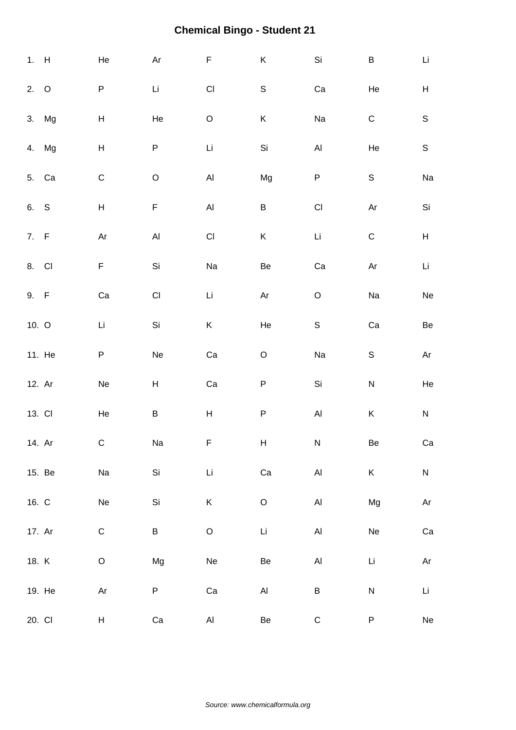# Chemical Bingo - Student 21

| | | | | | | | |
|---|---|---|---|---|---|---|---|
| 1. H | He | Ar | F | K | Si | B | Li |
| 2. O | P | Li | Cl | S | Ca | He | H |
| 3. Mg | H | He | O | K | Na | C | S |
| 4. Mg | H | P | Li | Si | Al | He | S |
| 5. Ca | C | O | Al | Mg | P | S | Na |
| 6. S | H | F | Al | B | Cl | Ar | Si |
| 7. F | Ar | Al | Cl | K | Li | C | H |
| 8. Cl | F | Si | Na | Be | Ca | Ar | Li |
| 9. F | Ca | Cl | Li | Ar | O | Na | Ne |
| 10. O | Li | Si | K | He | S | Ca | Be |
| 11. He | P | Ne | Ca | O | Na | S | Ar |
| 12. Ar | Ne | H | Ca | P | Si | N | He |
| 13. Cl | He | B | H | P | Al | K | N |
| 14. Ar | C | Na | F | H | N | Be | Ca |
| 15. Be | Na | Si | Li | Ca | Al | K | N |
| 16. C | Ne | Si | K | O | Al | Mg | Ar |
| 17. Ar | C | B | O | Li | Al | Ne | Ca |
| 18. K | O | Mg | Ne | Be | Al | Li | Ar |
| 19. He | Ar | P | Ca | Al | B | N | Li |
| 20. Cl | H | Ca | Al | Be | C | P | Ne |

*Source: www.chemicalformula.org*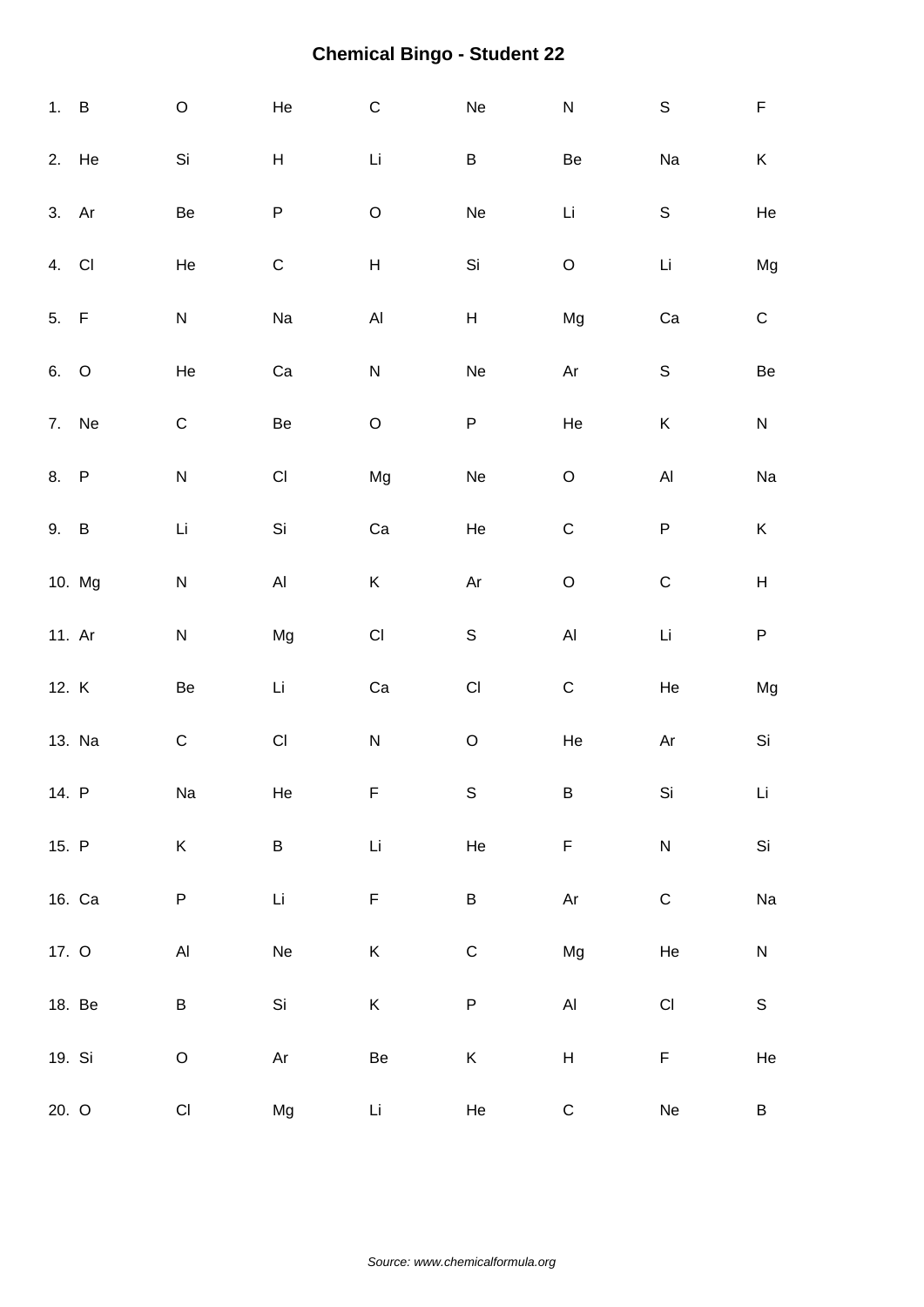# Chemical Bingo - Student 22

1. B O He C Ne N S F
2. He Si H Li B Be Na K
3. Ar Be P O Ne Li S He
4. Cl He C H Si O Li Mg
5. F N Na Al H Mg Ca C
6. O He Ca N Ne Ar S Be
7. Ne C Be O P He K N
8. P N Cl Mg Ne O Al Na
9. B Li Si Ca He C P K
10. Mg N Al K Ar O C H
11. Ar N Mg Cl S Al Li P
12. K Be Li Ca Cl C He Mg
13. Na C Cl N O He Ar Si
14. P Na He F S B Si Li
15. P K B Li He F N Si
16. Ca P Li F B Ar C Na
17. O Al Ne K C Mg He N
18. Be B Si K P Al Cl S
19. Si O Ar Be K H F He
20. O Cl Mg Li He C Ne B

*Source: www.chemicalformula.org*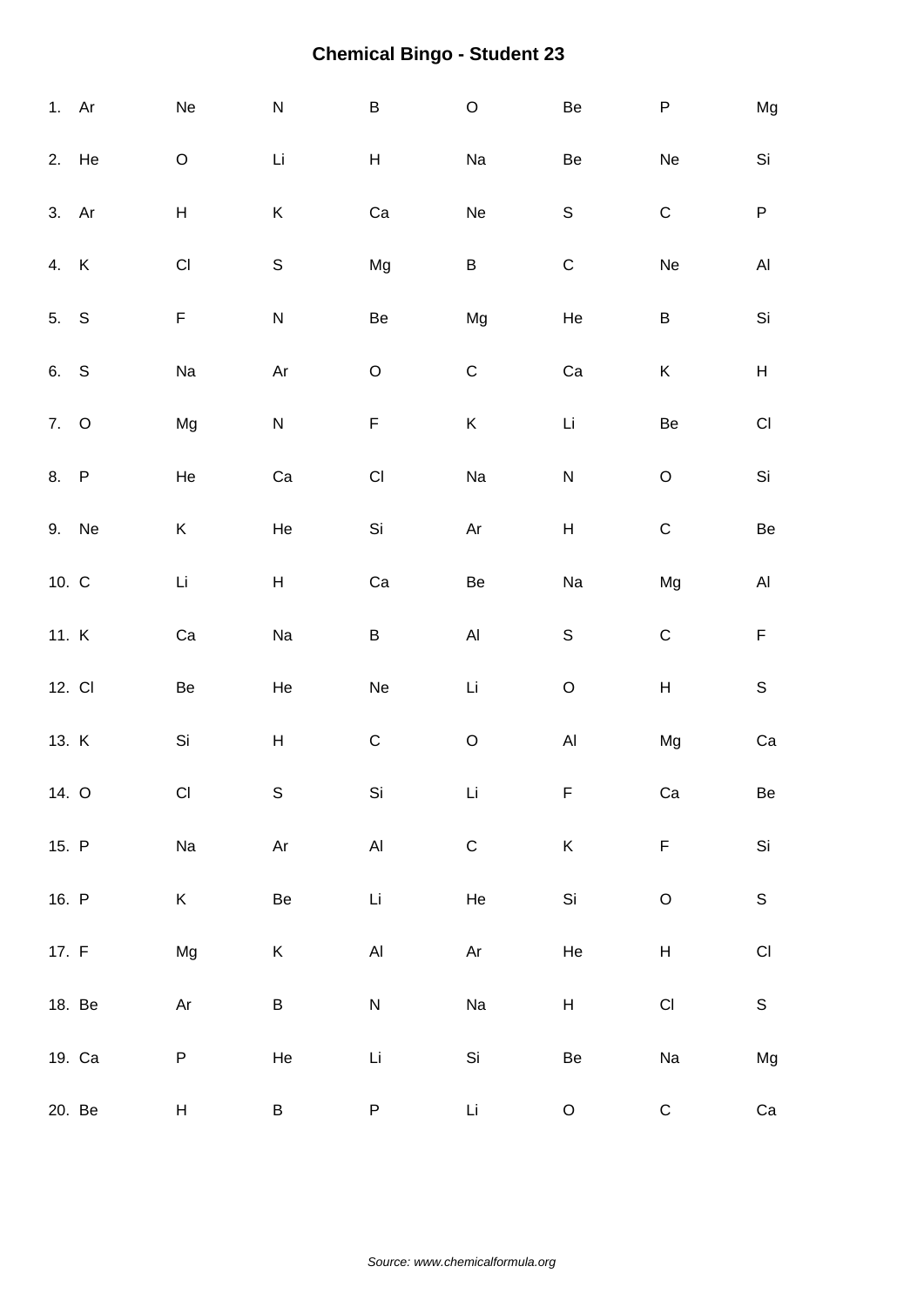# Chemical Bingo - Student 23

| | | | | | | | |
|---|---|---|---|---|---|---|---|
| 1. Ar | Ne | N | B | O | Be | P | Mg |
| 2. He | O | Li | H | Na | Be | Ne | Si |
| 3. Ar | H | K | Ca | Ne | S | C | P |
| 4. K | Cl | S | Mg | B | C | Ne | Al |
| 5. S | F | N | Be | Mg | He | B | Si |
| 6. S | Na | Ar | O | C | Ca | K | H |
| 7. O | Mg | N | F | K | Li | Be | Cl |
| 8. P | He | Ca | Cl | Na | N | O | Si |
| 9. Ne | K | He | Si | Ar | H | C | Be |
| 10. C | Li | H | Ca | Be | Na | Mg | Al |
| 11. K | Ca | Na | B | Al | S | C | F |
| 12. Cl | Be | He | Ne | Li | O | H | S |
| 13. K | Si | H | C | O | Al | Mg | Ca |
| 14. O | Cl | S | Si | Li | F | Ca | Be |
| 15. P | Na | Ar | Al | C | K | F | Si |
| 16. P | K | Be | Li | He | Si | O | S |
| 17. F | Mg | K | Al | Ar | He | H | Cl |
| 18. Be | Ar | B | N | Na | H | Cl | S |
| 19. Ca | P | He | Li | Si | Be | Na | Mg |
| 20. Be | H | B | P | Li | O | C | Ca |

*Source: www.chemicalformula.org*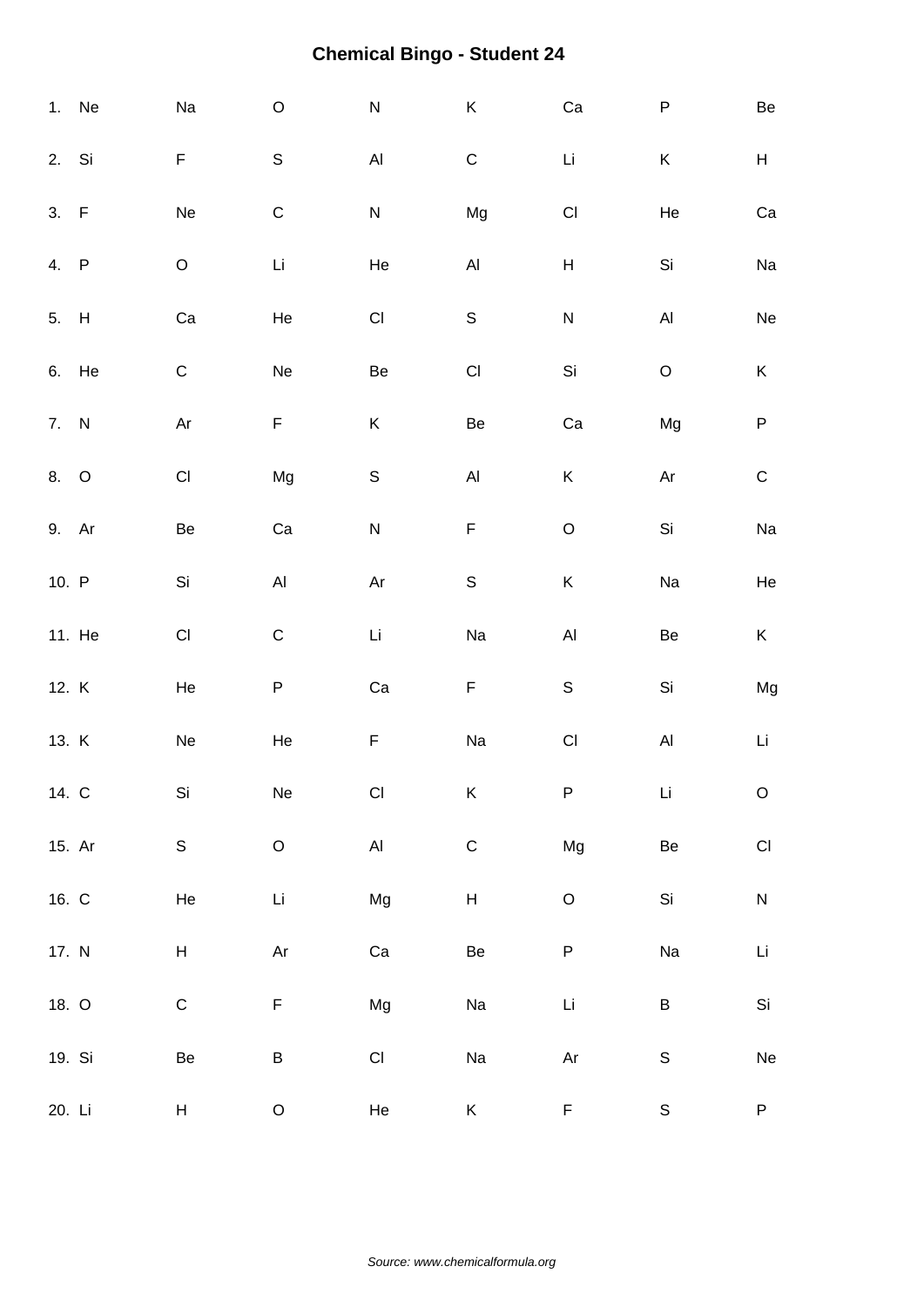# Chemical Bingo - Student 24

|  |  |  |  |  |  |  |  |  |
|---|---|---|---|---|---|---|---|---|
| 1. | Ne | Na | O | N | K | Ca | P | Be |
| 2. | Si | F | S | Al | C | Li | K | H |
| 3. | F | Ne | C | N | Mg | Cl | He | Ca |
| 4. | P | O | Li | He | Al | H | Si | Na |
| 5. | H | Ca | He | Cl | S | N | Al | Ne |
| 6. | He | C | Ne | Be | Cl | Si | O | K |
| 7. | N | Ar | F | K | Be | Ca | Mg | P |
| 8. | O | Cl | Mg | S | Al | K | Ar | C |
| 9. | Ar | Be | Ca | N | F | O | Si | Na |
| 10. | P | Si | Al | Ar | S | K | Na | He |
| 11. | He | Cl | C | Li | Na | Al | Be | K |
| 12. | K | He | P | Ca | F | S | Si | Mg |
| 13. | K | Ne | He | F | Na | Cl | Al | Li |
| 14. | C | Si | Ne | Cl | K | P | Li | O |
| 15. | Ar | S | O | Al | C | Mg | Be | Cl |
| 16. | C | He | Li | Mg | H | O | Si | N |
| 17. | N | H | Ar | Ca | Be | P | Na | Li |
| 18. | O | C | F | Mg | Na | Li | B | Si |
| 19. | Si | Be | B | Cl | Na | Ar | S | Ne |
| 20. | Li | H | O | He | K | F | S | P |

*Source: www.chemicalformula.org*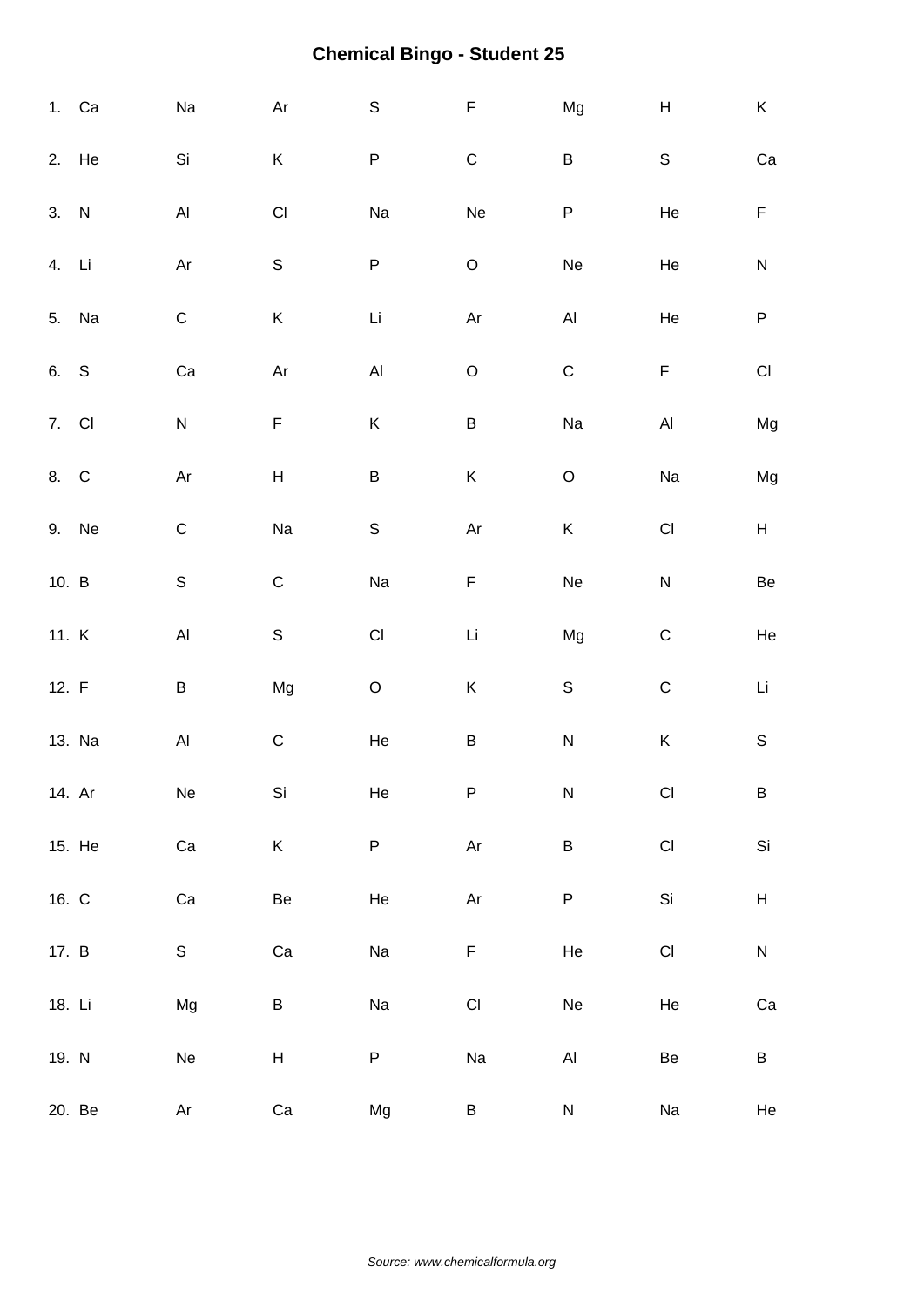# Chemical Bingo - Student 25

1. Ca Na Ar S F Mg H K
2. He Si K P C B S Ca
3. N Al Cl Na Ne P He F
4. Li Ar S P O Ne He N
5. Na C K Li Ar Al He P
6. S Ca Ar Al O C F Cl
7. Cl N F K B Na Al Mg
8. C Ar H B K O Na Mg
9. Ne C Na S Ar K Cl H
10. B S C Na F Ne N Be
11. K Al S Cl Li Mg C He
12. F B Mg O K S C Li
13. Na Al C He B N K S
14. Ar Ne Si He P N Cl B
15. He Ca K P Ar B Cl Si
16. C Ca Be He Ar P Si H
17. B S Ca Na F He Cl N
18. Li Mg B Na Cl Ne He Ca
19. N Ne H P Na Al Be B
20. Be Ar Ca Mg B N Na He

*Source: www.chemicalformula.org*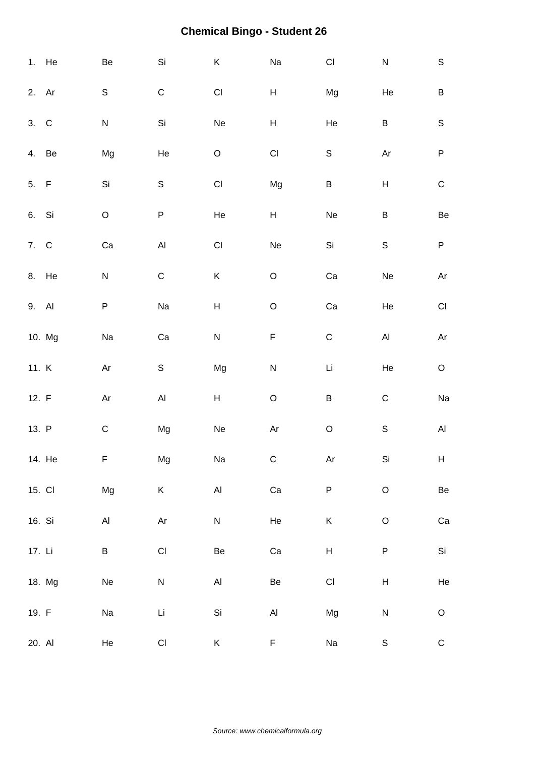# Chemical Bingo - Student 26

| | | | | | | | |
|---|---|---|---|---|---|---|---|
| 1. He | Be | Si | K | Na | Cl | N | S |
| 2. Ar | S | C | Cl | H | Mg | He | B |
| 3. C | N | Si | Ne | H | He | B | S |
| 4. Be | Mg | He | O | Cl | S | Ar | P |
| 5. F | Si | S | Cl | Mg | B | H | C |
| 6. Si | O | P | He | H | Ne | B | Be |
| 7. C | Ca | Al | Cl | Ne | Si | S | P |
| 8. He | N | C | K | O | Ca | Ne | Ar |
| 9. Al | P | Na | H | O | Ca | He | Cl |
| 10. Mg | Na | Ca | N | F | C | Al | Ar |
| 11. K | Ar | S | Mg | N | Li | He | O |
| 12. F | Ar | Al | H | O | B | C | Na |
| 13. P | C | Mg | Ne | Ar | O | S | Al |
| 14. He | F | Mg | Na | C | Ar | Si | H |
| 15. Cl | Mg | K | Al | Ca | P | O | Be |
| 16. Si | Al | Ar | N | He | K | O | Ca |
| 17. Li | B | Cl | Be | Ca | H | P | Si |
| 18. Mg | Ne | N | Al | Be | Cl | H | He |
| 19. F | Na | Li | Si | Al | Mg | N | O |
| 20. Al | He | Cl | K | F | Na | S | C |

*Source: www.chemicalformula.org*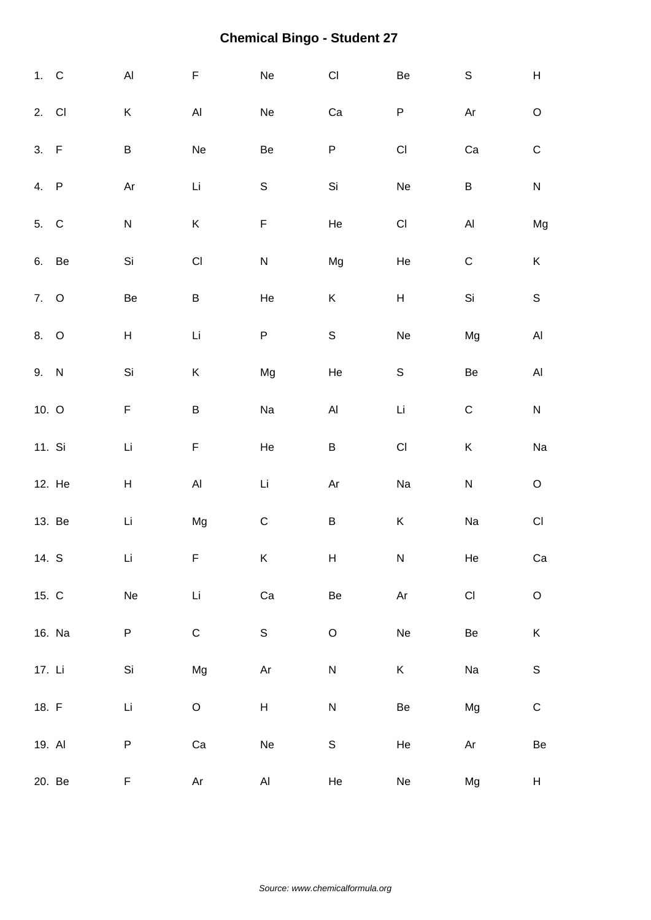# Chemical Bingo - Student 27

| | | | | | | | |
|---|---|---|---|---|---|---|---|
| 1. C | Al | F | Ne | Cl | Be | S | H |
| 2. Cl | K | Al | Ne | Ca | P | Ar | O |
| 3. F | B | Ne | Be | P | Cl | Ca | C |
| 4. P | Ar | Li | S | Si | Ne | B | N |
| 5. C | N | K | F | He | Cl | Al | Mg |
| 6. Be | Si | Cl | N | Mg | He | C | K |
| 7. O | Be | B | He | K | H | Si | S |
| 8. O | H | Li | P | S | Ne | Mg | Al |
| 9. N | Si | K | Mg | He | S | Be | Al |
| 10. O | F | B | Na | Al | Li | C | N |
| 11. Si | Li | F | He | B | Cl | K | Na |
| 12. He | H | Al | Li | Ar | Na | N | O |
| 13. Be | Li | Mg | C | B | K | Na | Cl |
| 14. S | Li | F | K | H | N | He | Ca |
| 15. C | Ne | Li | Ca | Be | Ar | Cl | O |
| 16. Na | P | C | S | O | Ne | Be | K |
| 17. Li | Si | Mg | Ar | N | K | Na | S |
| 18. F | Li | O | H | N | Be | Mg | C |
| 19. Al | P | Ca | Ne | S | He | Ar | Be |
| 20. Be | F | Ar | Al | He | Ne | Mg | H |

*Source: www.chemicalformula.org*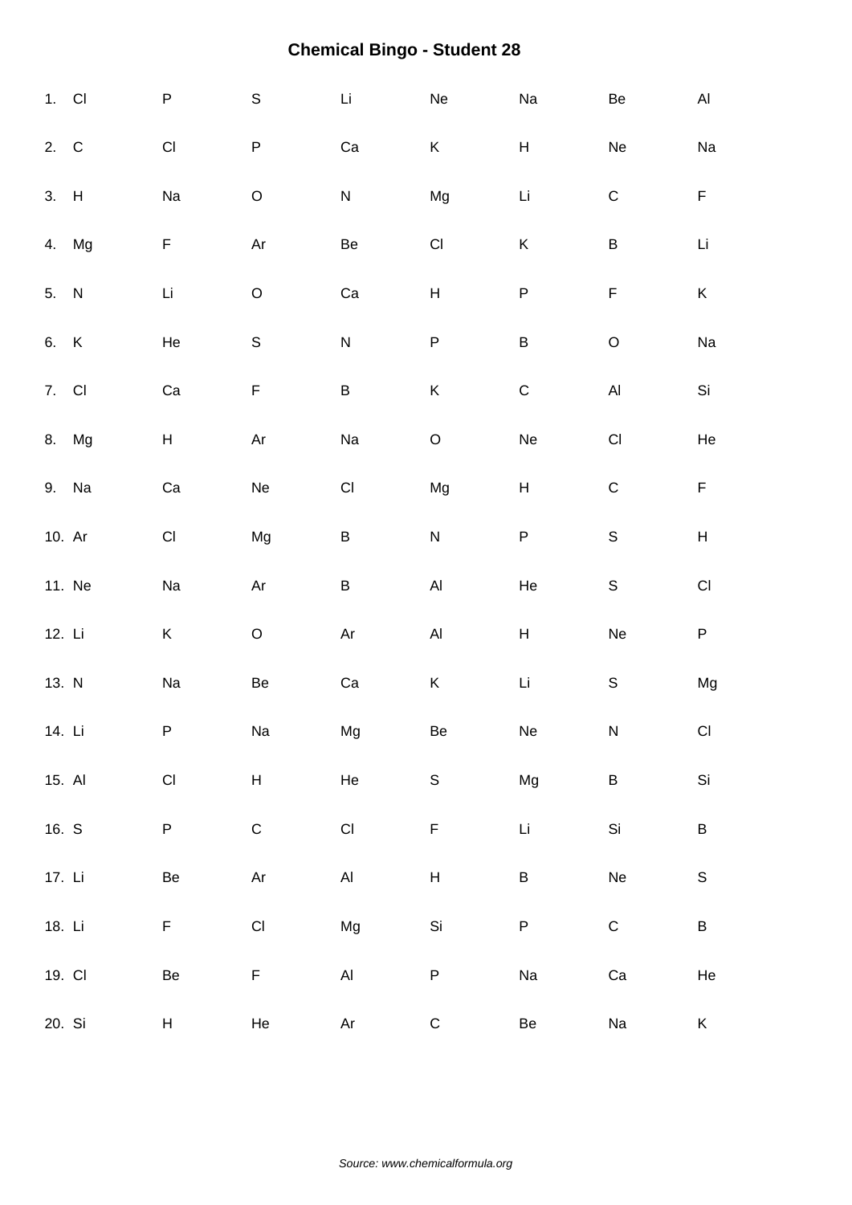# Chemical Bingo - Student 28

| | | | | | | | |
|---|---|---|---|---|---|---|---|
| 1. Cl | P | S | Li | Ne | Na | Be | Al |
| 2. C | Cl | P | Ca | K | H | Ne | Na |
| 3. H | Na | O | N | Mg | Li | C | F |
| 4. Mg | F | Ar | Be | Cl | K | B | Li |
| 5. N | Li | O | Ca | H | P | F | K |
| 6. K | He | S | N | P | B | O | Na |
| 7. Cl | Ca | F | B | K | C | Al | Si |
| 8. Mg | H | Ar | Na | O | Ne | Cl | He |
| 9. Na | Ca | Ne | Cl | Mg | H | C | F |
| 10. Ar | Cl | Mg | B | N | P | S | H |
| 11. Ne | Na | Ar | B | Al | He | S | Cl |
| 12. Li | K | O | Ar | Al | H | Ne | P |
| 13. N | Na | Be | Ca | K | Li | S | Mg |
| 14. Li | P | Na | Mg | Be | Ne | N | Cl |
| 15. Al | Cl | H | He | S | Mg | B | Si |
| 16. S | P | C | Cl | F | Li | Si | B |
| 17. Li | Be | Ar | Al | H | B | Ne | S |
| 18. Li | F | Cl | Mg | Si | P | C | B |
| 19. Cl | Be | F | Al | P | Na | Ca | He |
| 20. Si | H | He | Ar | C | Be | Na | K |

*Source: www.chemicalformula.org*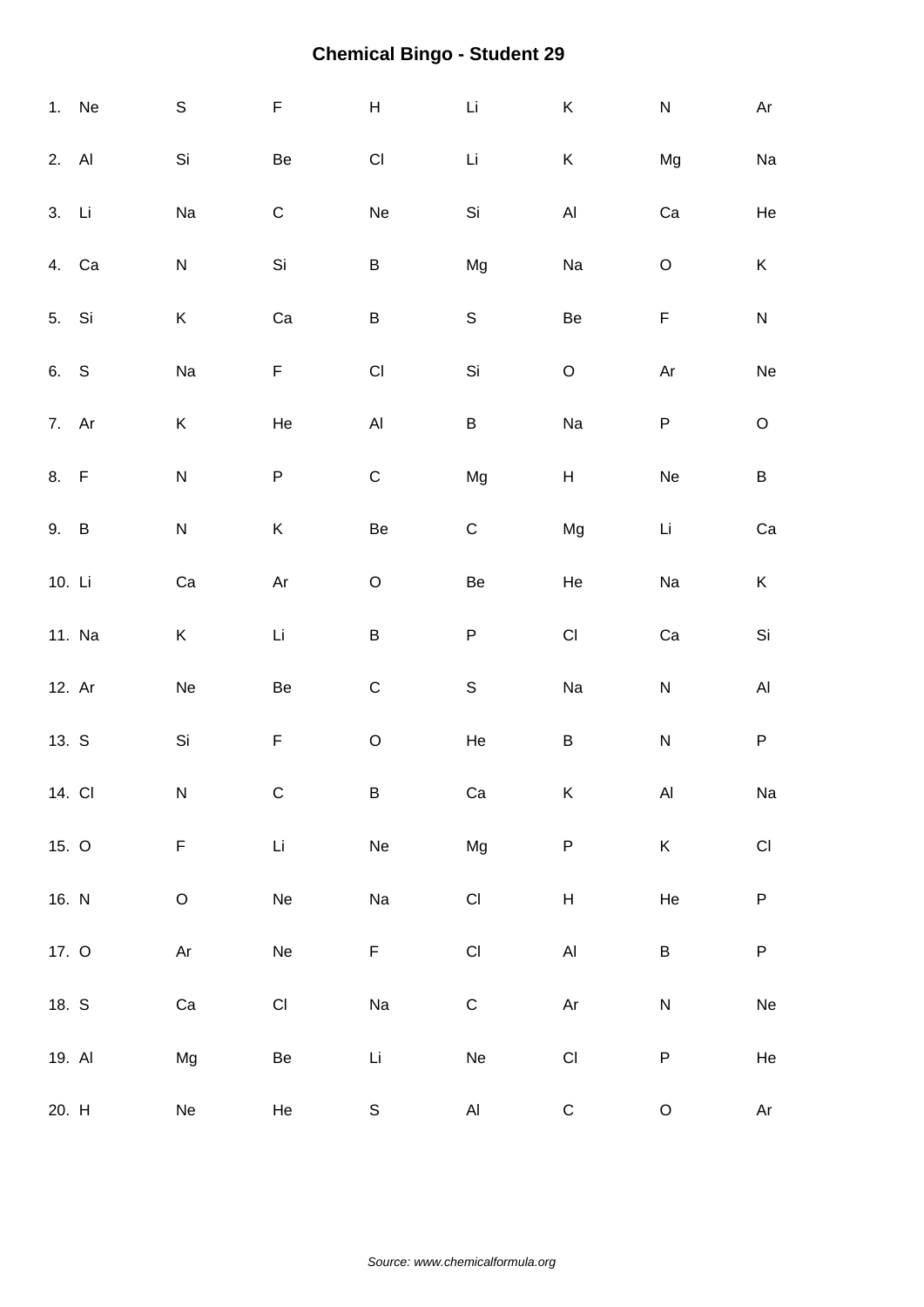# Chemical Bingo - Student 29

| | | | | | | | |
|---|---|---|---|---|---|---|---|
| 1. Ne | S | F | H | Li | K | N | Ar |
| 2. Al | Si | Be | Cl | Li | K | Mg | Na |
| 3. Li | Na | C | Ne | Si | Al | Ca | He |
| 4. Ca | N | Si | B | Mg | Na | O | K |
| 5. Si | K | Ca | B | S | Be | F | N |
| 6. S | Na | F | Cl | Si | O | Ar | Ne |
| 7. Ar | K | He | Al | B | Na | P | O |
| 8. F | N | P | C | Mg | H | Ne | B |
| 9. B | N | K | Be | C | Mg | Li | Ca |
| 10. Li | Ca | Ar | O | Be | He | Na | K |
| 11. Na | K | Li | B | P | Cl | Ca | Si |
| 12. Ar | Ne | Be | C | S | Na | N | Al |
| 13. S | Si | F | O | He | B | N | P |
| 14. Cl | N | C | B | Ca | K | Al | Na |
| 15. O | F | Li | Ne | Mg | P | K | Cl |
| 16. N | O | Ne | Na | Cl | H | He | P |
| 17. O | Ar | Ne | F | Cl | Al | B | P |
| 18. S | Ca | Cl | Na | C | Ar | N | Ne |
| 19. Al | Mg | Be | Li | Ne | Cl | P | He |
| 20. H | Ne | He | S | Al | C | O | Ar |

*Source: www.chemicalformula.org*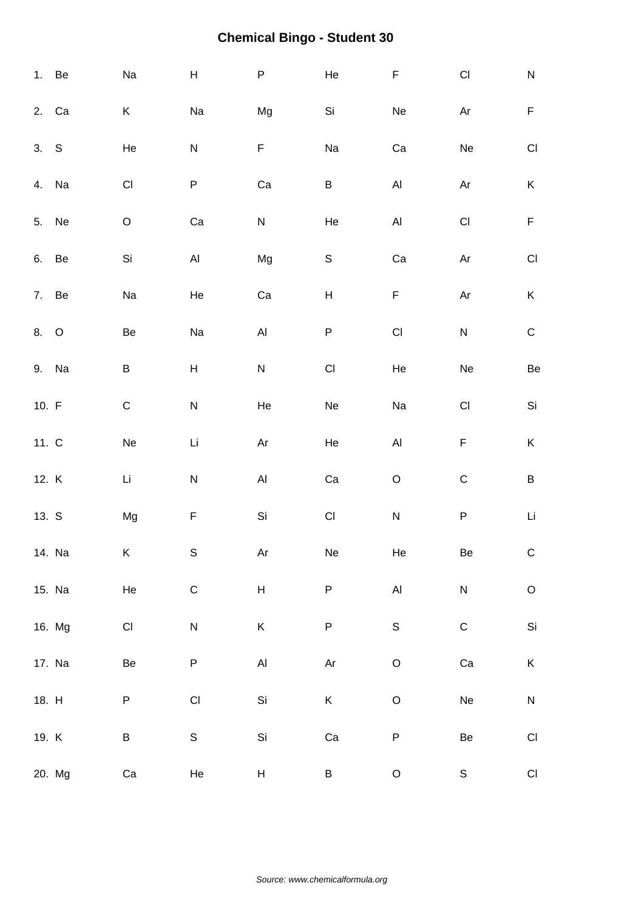# Chemical Bingo - Student 30

| | | | | | | | |
|---|---|---|---|---|---|---|---|
| 1. Be | Na | H | P | He | F | Cl | N |
| 2. Ca | K | Na | Mg | Si | Ne | Ar | F |
| 3. S | He | N | F | Na | Ca | Ne | Cl |
| 4. Na | Cl | P | Ca | B | Al | Ar | K |
| 5. Ne | O | Ca | N | He | Al | Cl | F |
| 6. Be | Si | Al | Mg | S | Ca | Ar | Cl |
| 7. Be | Na | He | Ca | H | F | Ar | K |
| 8. O | Be | Na | Al | P | Cl | N | C |
| 9. Na | B | H | N | Cl | He | Ne | Be |
| 10. F | C | N | He | Ne | Na | Cl | Si |
| 11. C | Ne | Li | Ar | He | Al | F | K |
| 12. K | Li | N | Al | Ca | O | C | B |
| 13. S | Mg | F | Si | Cl | N | P | Li |
| 14. Na | K | S | Ar | Ne | He | Be | C |
| 15. Na | He | C | H | P | Al | N | O |
| 16. Mg | Cl | N | K | P | S | C | Si |
| 17. Na | Be | P | Al | Ar | O | Ca | K |
| 18. H | P | Cl | Si | K | O | Ne | N |
| 19. K | B | S | Si | Ca | P | Be | Cl |
| 20. Mg | Ca | He | H | B | O | S | Cl |

*Source: www.chemicalformula.org*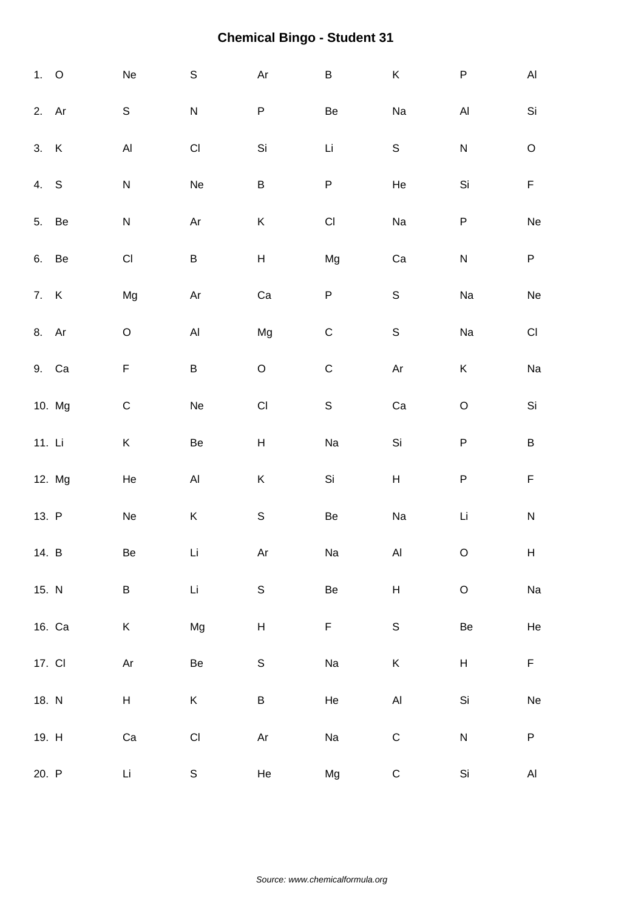**Chemical Bingo - Student 31**

| | | | | | | | |
|---|---|---|---|---|---|---|---|
| 1. O | Ne | S | Ar | B | K | P | Al |
| 2. Ar | S | N | P | Be | Na | Al | Si |
| 3. K | Al | Cl | Si | Li | S | N | O |
| 4. S | N | Ne | B | P | He | Si | F |
| 5. Be | N | Ar | K | Cl | Na | P | Ne |
| 6. Be | Cl | B | H | Mg | Ca | N | P |
| 7. K | Mg | Ar | Ca | P | S | Na | Ne |
| 8. Ar | O | Al | Mg | C | S | Na | Cl |
| 9. Ca | F | B | O | C | Ar | K | Na |
| 10. Mg | C | Ne | Cl | S | Ca | O | Si |
| 11. Li | K | Be | H | Na | Si | P | B |
| 12. Mg | He | Al | K | Si | H | P | F |
| 13. P | Ne | K | S | Be | Na | Li | N |
| 14. B | Be | Li | Ar | Na | Al | O | H |
| 15. N | B | Li | S | Be | H | O | Na |
| 16. Ca | K | Mg | H | F | S | Be | He |
| 17. Cl | Ar | Be | S | Na | K | H | F |
| 18. N | H | K | B | He | Al | Si | Ne |
| 19. H | Ca | Cl | Ar | Na | C | N | P |
| 20. P | Li | S | He | Mg | C | Si | Al |

*Source: www.chemicalformula.org*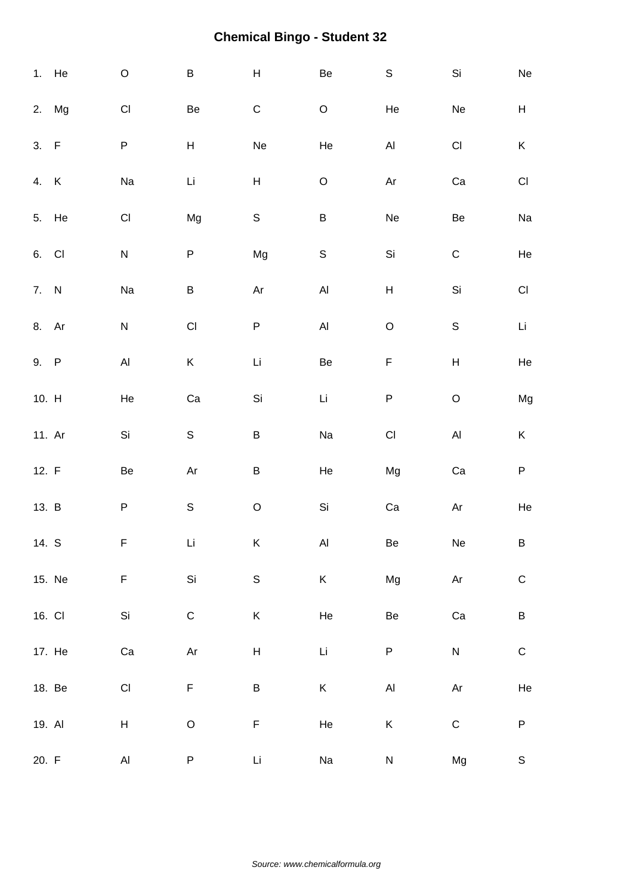# Chemical Bingo - Student 32

1. He O B H Be S Si Ne
2. Mg Cl Be C O He Ne H
3. F P H Ne He Al Cl K
4. K Na Li H O Ar Ca Cl
5. He Cl Mg S B Ne Be Na
6. Cl N P Mg S Si C He
7. N Na B Ar Al H Si Cl
8. Ar N Cl P Al O S Li
9. P Al K Li Be F H He
10. H He Ca Si Li P O Mg
11. Ar Si S B Na Cl Al K
12. F Be Ar B He Mg Ca P
13. B P S O Si Ca Ar He
14. S F Li K Al Be Ne B
15. Ne F Si S K Mg Ar C
16. Cl Si C K He Be Ca B
17. He Ca Ar H Li P N C
18. Be Cl F B K Al Ar He
19. Al H O F He K C P
20. F Al P Li Na N Mg S

*Source: www.chemicalformula.org*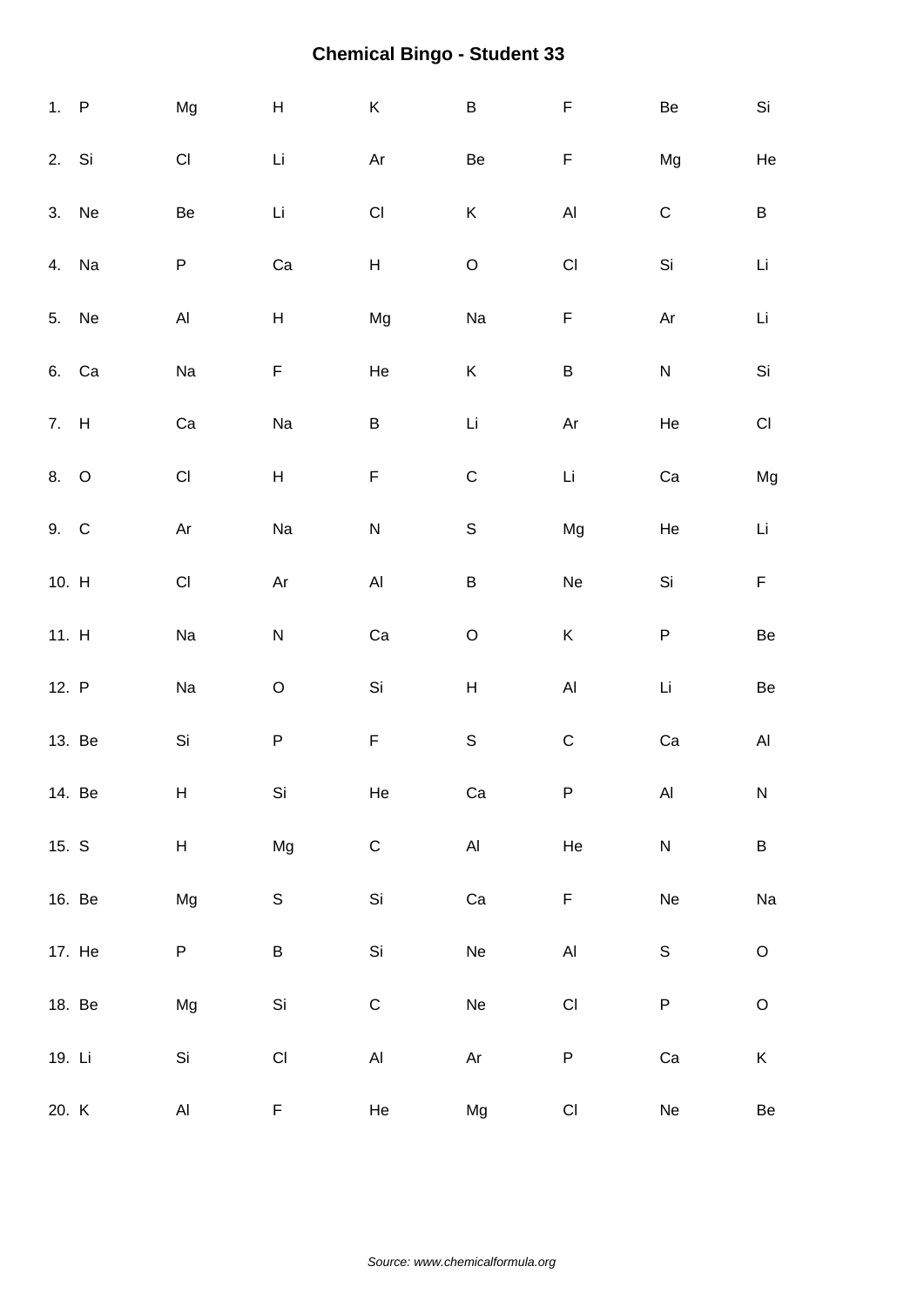# Chemical Bingo - Student 33

1. P Mg H K B F Be Si
2. Si Cl Li Ar Be F Mg He
3. Ne Be Li Cl K Al C B
4. Na P Ca H O Cl Si Li
5. Ne Al H Mg Na F Ar Li
6. Ca Na F He K B N Si
7. H Ca Na B Li Ar He Cl
8. O Cl H F C Li Ca Mg
9. C Ar Na N S Mg He Li
10. H Cl Ar Al B Ne Si F
11. H Na N Ca O K P Be
12. P Na O Si H Al Li Be
13. Be Si P F S C Ca Al
14. Be H Si He Ca P Al N
15. S H Mg C Al He N B
16. Be Mg S Si Ca F Ne Na
17. He P B Si Ne Al S O
18. Be Mg Si C Ne Cl P O
19. Li Si Cl Al Ar P Ca K
20. K Al F He Mg Cl Ne Be

*Source: www.chemicalformula.org*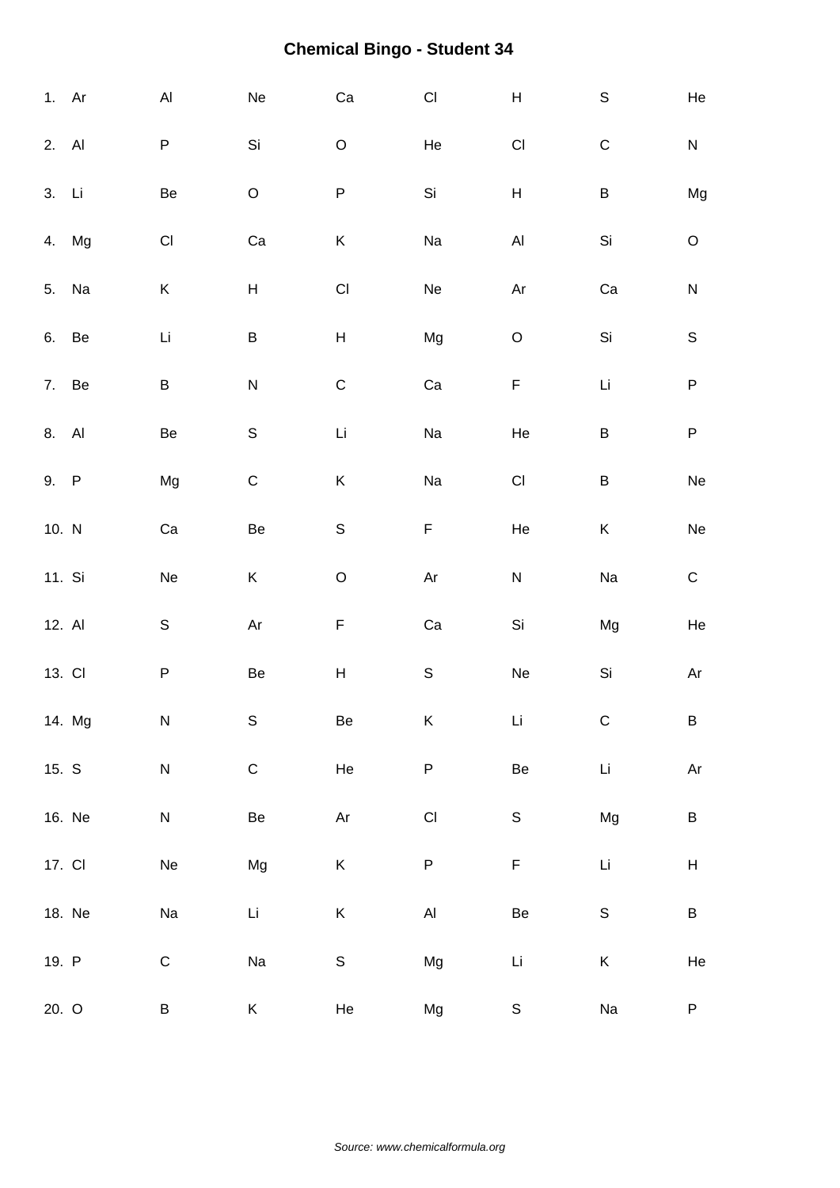# Chemical Bingo - Student 34

| | | | | | | | |
|---|---|---|---|---|---|---|---|
| 1. Ar | Al | Ne | Ca | Cl | H | S | He |
| 2. Al | P | Si | O | He | Cl | C | N |
| 3. Li | Be | O | P | Si | H | B | Mg |
| 4. Mg | Cl | Ca | K | Na | Al | Si | O |
| 5. Na | K | H | Cl | Ne | Ar | Ca | N |
| 6. Be | Li | B | H | Mg | O | Si | S |
| 7. Be | B | N | C | Ca | F | Li | P |
| 8. Al | Be | S | Li | Na | He | B | P |
| 9. P | Mg | C | K | Na | Cl | B | Ne |
| 10. N | Ca | Be | S | F | He | K | Ne |
| 11. Si | Ne | K | O | Ar | N | Na | C |
| 12. Al | S | Ar | F | Ca | Si | Mg | He |
| 13. Cl | P | Be | H | S | Ne | Si | Ar |
| 14. Mg | N | S | Be | K | Li | C | B |
| 15. S | N | C | He | P | Be | Li | Ar |
| 16. Ne | N | Be | Ar | Cl | S | Mg | B |
| 17. Cl | Ne | Mg | K | P | F | Li | H |
| 18. Ne | Na | Li | K | Al | Be | S | B |
| 19. P | C | Na | S | Mg | Li | K | He |
| 20. O | B | K | He | Mg | S | Na | P |

*Source: www.chemicalformula.org*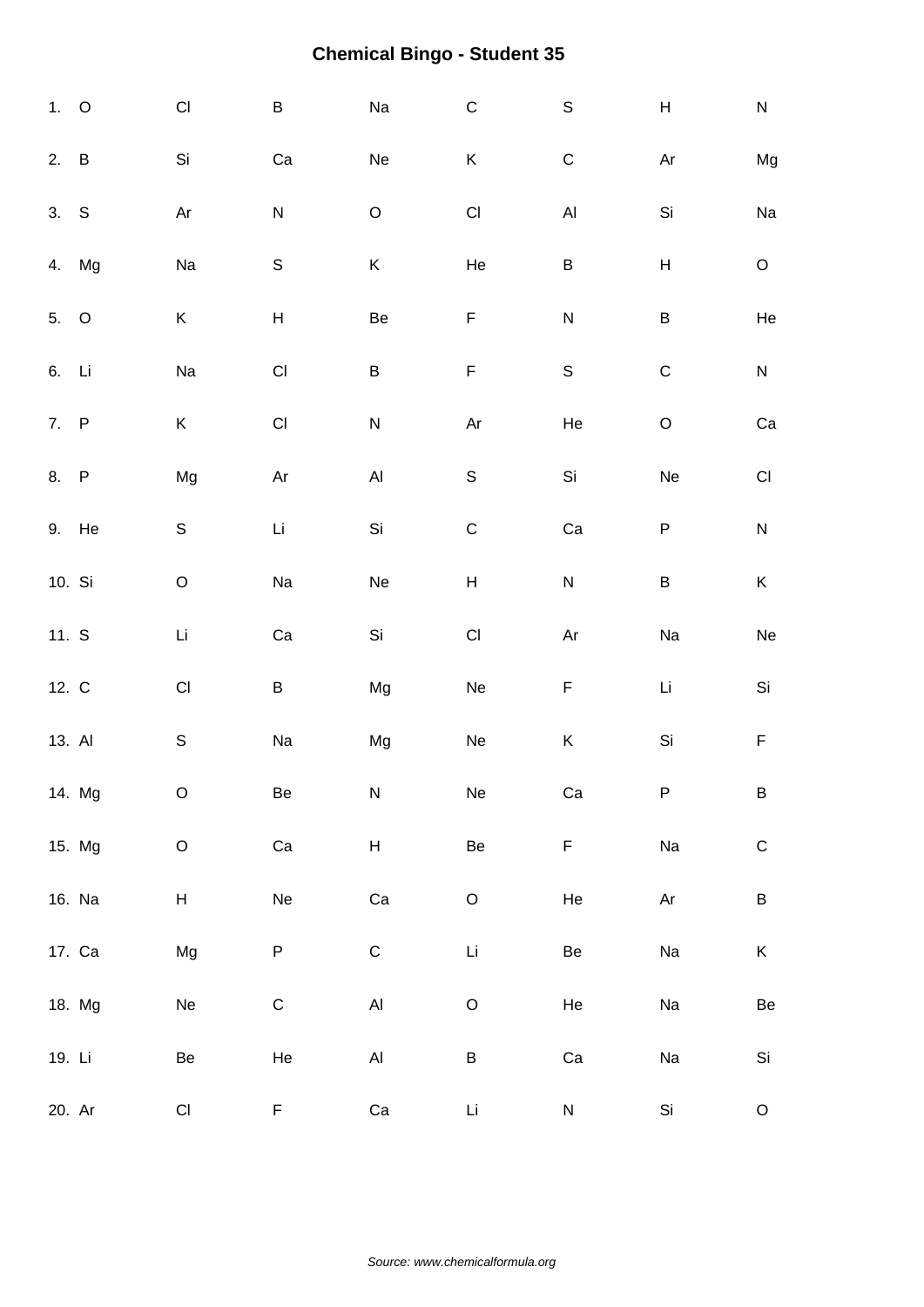# Chemical Bingo - Student 35

| | | | | | | | |
|---|---|---|---|---|---|---|---|
| 1. O | Cl | B | Na | C | S | H | N |
| 2. B | Si | Ca | Ne | K | C | Ar | Mg |
| 3. S | Ar | N | O | Cl | Al | Si | Na |
| 4. Mg | Na | S | K | He | B | H | O |
| 5. O | K | H | Be | F | N | B | He |
| 6. Li | Na | Cl | B | F | S | C | N |
| 7. P | K | Cl | N | Ar | He | O | Ca |
| 8. P | Mg | Ar | Al | S | Si | Ne | Cl |
| 9. He | S | Li | Si | C | Ca | P | N |
| 10. Si | O | Na | Ne | H | N | B | K |
| 11. S | Li | Ca | Si | Cl | Ar | Na | Ne |
| 12. C | Cl | B | Mg | Ne | F | Li | Si |
| 13. Al | S | Na | Mg | Ne | K | Si | F |
| 14. Mg | O | Be | N | Ne | Ca | P | B |
| 15. Mg | O | Ca | H | Be | F | Na | C |
| 16. Na | H | Ne | Ca | O | He | Ar | B |
| 17. Ca | Mg | P | C | Li | Be | Na | K |
| 18. Mg | Ne | C | Al | O | He | Na | Be |
| 19. Li | Be | He | Al | B | Ca | Na | Si |
| 20. Ar | Cl | F | Ca | Li | N | Si | O |

*Source: www.chemicalformula.org*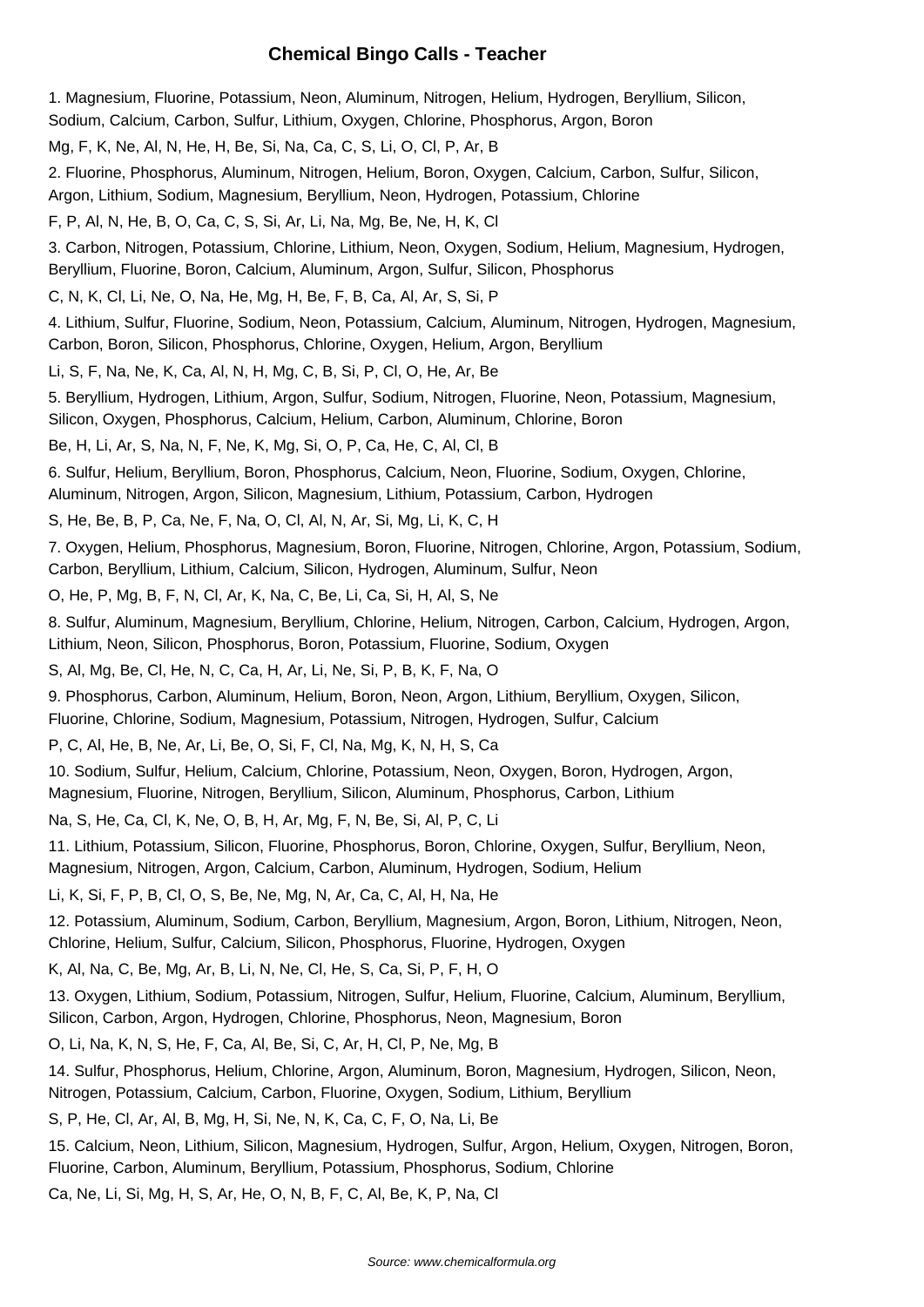# Chemical Bingo Calls - Teacher

1. Magnesium, Fluorine, Potassium, Neon, Aluminum, Nitrogen, Helium, Hydrogen, Beryllium, Silicon, Sodium, Calcium, Carbon, Sulfur, Lithium, Oxygen, Chlorine, Phosphorus, Argon, Boron

   Mg, F, K, Ne, Al, N, He, H, Be, Si, Na, Ca, C, S, Li, O, Cl, P, Ar, B

2. Fluorine, Phosphorus, Aluminum, Nitrogen, Helium, Boron, Oxygen, Calcium, Carbon, Sulfur, Silicon, Argon, Lithium, Sodium, Magnesium, Beryllium, Neon, Hydrogen, Potassium, Chlorine

   F, P, Al, N, He, B, O, Ca, C, S, Si, Ar, Li, Na, Mg, Be, Ne, H, K, Cl

3. Carbon, Nitrogen, Potassium, Chlorine, Lithium, Neon, Oxygen, Sodium, Helium, Magnesium, Hydrogen, Beryllium, Fluorine, Boron, Calcium, Aluminum, Argon, Sulfur, Silicon, Phosphorus

   C, N, K, Cl, Li, Ne, O, Na, He, Mg, H, Be, F, B, Ca, Al, Ar, S, Si, P

4. Lithium, Sulfur, Fluorine, Sodium, Neon, Potassium, Calcium, Aluminum, Nitrogen, Hydrogen, Magnesium, Carbon, Boron, Silicon, Phosphorus, Chlorine, Oxygen, Helium, Argon, Beryllium

   Li, S, F, Na, Ne, K, Ca, Al, N, H, Mg, C, B, Si, P, Cl, O, He, Ar, Be

5. Beryllium, Hydrogen, Lithium, Argon, Sulfur, Sodium, Nitrogen, Fluorine, Neon, Potassium, Magnesium, Silicon, Oxygen, Phosphorus, Calcium, Helium, Carbon, Aluminum, Chlorine, Boron

   Be, H, Li, Ar, S, Na, N, F, Ne, K, Mg, Si, O, P, Ca, He, C, Al, Cl, B

6. Sulfur, Helium, Beryllium, Boron, Phosphorus, Calcium, Neon, Fluorine, Sodium, Oxygen, Chlorine, Aluminum, Nitrogen, Argon, Silicon, Magnesium, Lithium, Potassium, Carbon, Hydrogen

   S, He, Be, B, P, Ca, Ne, F, Na, O, Cl, Al, N, Ar, Si, Mg, Li, K, C, H

7. Oxygen, Helium, Phosphorus, Magnesium, Boron, Fluorine, Nitrogen, Chlorine, Argon, Potassium, Sodium, Carbon, Beryllium, Lithium, Calcium, Silicon, Hydrogen, Aluminum, Sulfur, Neon

   O, He, P, Mg, B, F, N, Cl, Ar, K, Na, C, Be, Li, Ca, Si, H, Al, S, Ne

8. Sulfur, Aluminum, Magnesium, Beryllium, Chlorine, Helium, Nitrogen, Carbon, Calcium, Hydrogen, Argon, Lithium, Neon, Silicon, Phosphorus, Boron, Potassium, Fluorine, Sodium, Oxygen

   S, Al, Mg, Be, Cl, He, N, C, Ca, H, Ar, Li, Ne, Si, P, B, K, F, Na, O

9. Phosphorus, Carbon, Aluminum, Helium, Boron, Neon, Argon, Lithium, Beryllium, Oxygen, Silicon, Fluorine, Chlorine, Sodium, Magnesium, Potassium, Nitrogen, Hydrogen, Sulfur, Calcium

   P, C, Al, He, B, Ne, Ar, Li, Be, O, Si, F, Cl, Na, Mg, K, N, H, S, Ca

10. Sodium, Sulfur, Helium, Calcium, Chlorine, Potassium, Neon, Oxygen, Boron, Hydrogen, Argon, Magnesium, Fluorine, Nitrogen, Beryllium, Silicon, Aluminum, Phosphorus, Carbon, Lithium

    Na, S, He, Ca, Cl, K, Ne, O, B, H, Ar, Mg, F, N, Be, Si, Al, P, C, Li

11. Lithium, Potassium, Silicon, Fluorine, Phosphorus, Boron, Chlorine, Oxygen, Sulfur, Beryllium, Neon, Magnesium, Nitrogen, Argon, Calcium, Carbon, Aluminum, Hydrogen, Sodium, Helium

    Li, K, Si, F, P, B, Cl, O, S, Be, Ne, Mg, N, Ar, Ca, C, Al, H, Na, He

12. Potassium, Aluminum, Sodium, Carbon, Beryllium, Magnesium, Argon, Boron, Lithium, Nitrogen, Neon, Chlorine, Helium, Sulfur, Calcium, Silicon, Phosphorus, Fluorine, Hydrogen, Oxygen

    K, Al, Na, C, Be, Mg, Ar, B, Li, N, Ne, Cl, He, S, Ca, Si, P, F, H, O

13. Oxygen, Lithium, Sodium, Potassium, Nitrogen, Sulfur, Helium, Fluorine, Calcium, Aluminum, Beryllium, Silicon, Carbon, Argon, Hydrogen, Chlorine, Phosphorus, Neon, Magnesium, Boron

    O, Li, Na, K, N, S, He, F, Ca, Al, Be, Si, C, Ar, H, Cl, P, Ne, Mg, B

14. Sulfur, Phosphorus, Helium, Chlorine, Argon, Aluminum, Boron, Magnesium, Hydrogen, Silicon, Neon, Nitrogen, Potassium, Calcium, Carbon, Fluorine, Oxygen, Sodium, Lithium, Beryllium

    S, P, He, Cl, Ar, Al, B, Mg, H, Si, Ne, N, K, Ca, C, F, O, Na, Li, Be

15. Calcium, Neon, Lithium, Silicon, Magnesium, Hydrogen, Sulfur, Argon, Helium, Oxygen, Nitrogen, Boron, Fluorine, Carbon, Aluminum, Beryllium, Potassium, Phosphorus, Sodium, Chlorine

    Ca, Ne, Li, Si, Mg, H, S, Ar, He, O, N, B, F, C, Al, Be, K, P, Na, Cl

Source: www.chemicalformula.org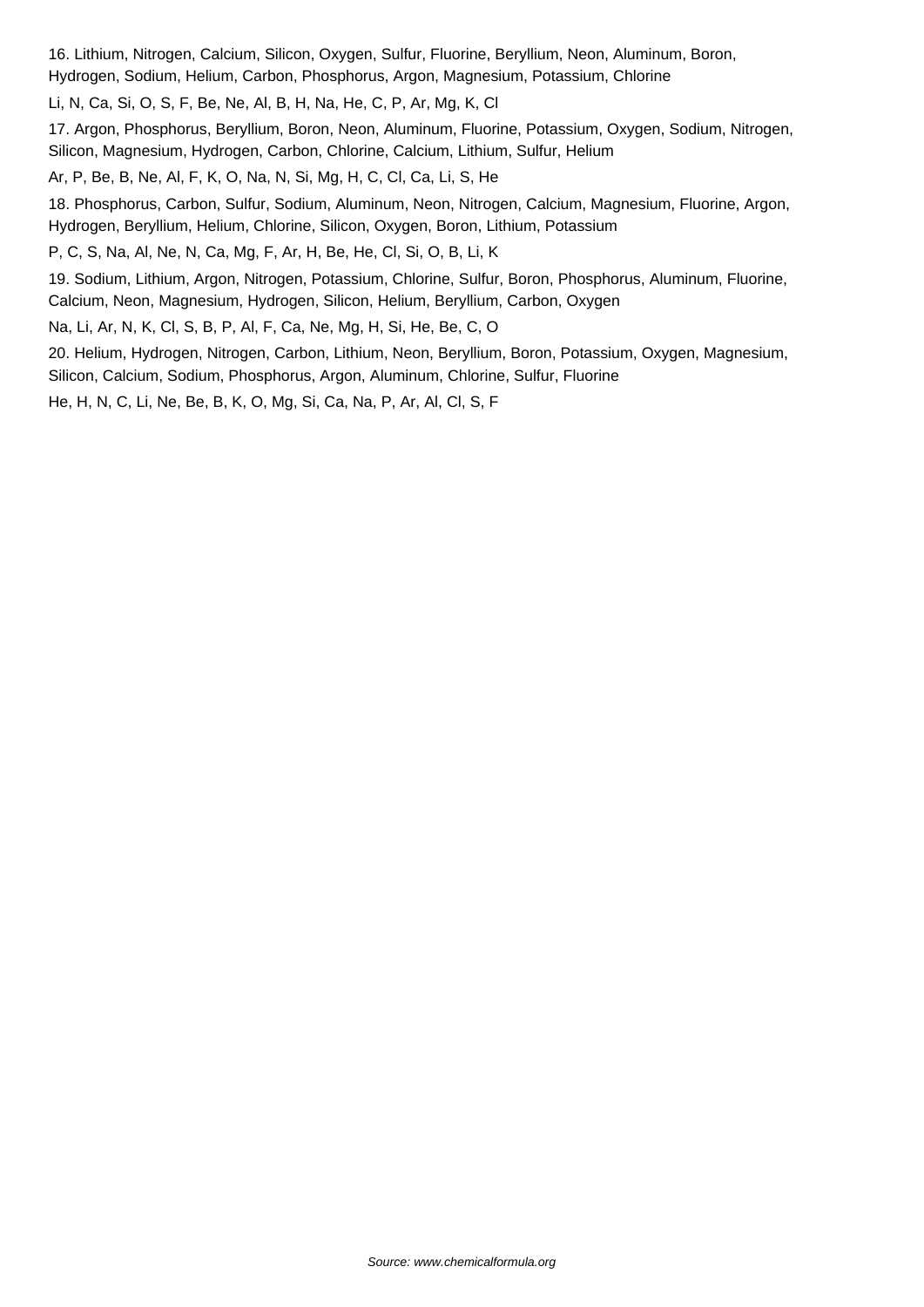16. Lithium, Nitrogen, Calcium, Silicon, Oxygen, Sulfur, Fluorine, Beryllium, Neon, Aluminum, Boron, Hydrogen, Sodium, Helium, Carbon, Phosphorus, Argon, Magnesium, Potassium, Chlorine

Li, N, Ca, Si, O, S, F, Be, Ne, Al, B, H, Na, He, C, P, Ar, Mg, K, Cl

17. Argon, Phosphorus, Beryllium, Boron, Neon, Aluminum, Fluorine, Potassium, Oxygen, Sodium, Nitrogen, Silicon, Magnesium, Hydrogen, Carbon, Chlorine, Calcium, Lithium, Sulfur, Helium

Ar, P, Be, B, Ne, Al, F, K, O, Na, N, Si, Mg, H, C, Cl, Ca, Li, S, He

18. Phosphorus, Carbon, Sulfur, Sodium, Aluminum, Neon, Nitrogen, Calcium, Magnesium, Fluorine, Argon, Hydrogen, Beryllium, Helium, Chlorine, Silicon, Oxygen, Boron, Lithium, Potassium

P, C, S, Na, Al, Ne, N, Ca, Mg, F, Ar, H, Be, He, Cl, Si, O, B, Li, K

19. Sodium, Lithium, Argon, Nitrogen, Potassium, Chlorine, Sulfur, Boron, Phosphorus, Aluminum, Fluorine, Calcium, Neon, Magnesium, Hydrogen, Silicon, Helium, Beryllium, Carbon, Oxygen

Na, Li, Ar, N, K, Cl, S, B, P, Al, F, Ca, Ne, Mg, H, Si, He, Be, C, O

20. Helium, Hydrogen, Nitrogen, Carbon, Lithium, Neon, Beryllium, Boron, Potassium, Oxygen, Magnesium, Silicon, Calcium, Sodium, Phosphorus, Argon, Aluminum, Chlorine, Sulfur, Fluorine

He, H, N, C, Li, Ne, Be, B, K, O, Mg, Si, Ca, Na, P, Ar, Al, Cl, S, F